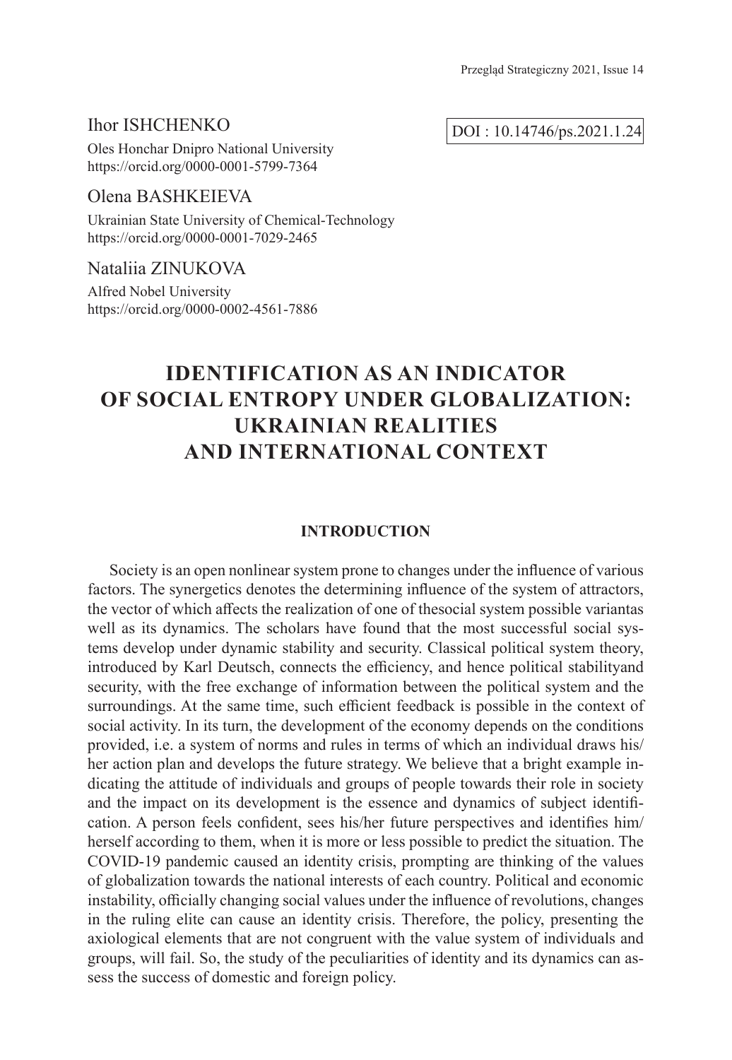Ihor ISHCHENKO

Oles Honchar Dnipro National University
https://orcid.org/0000-0001-5799-7364

Olena BASHKEIEVA

Ukrainian State University of Chemical-Technology
https://orcid.org/0000-0001-7029-2465

Nataliia ZINUKOVA

Alfred Nobel University
https://orcid.org/0000-0002-4561-7886

DOI : 10.14746/ps.2021.1.24

# IDENTIFICATION AS AN INDICATOR OF SOCIAL ENTROPY UNDER GLOBALIZATION: UKRAINIAN REALITIES AND INTERNATIONAL CONTEXT

## INTRODUCTION

Society is an open nonlinear system prone to changes under the influence of various factors. The synergetics denotes the determining influence of the system of attractors, the vector of which affects the realization of one of thesocial system possible variantas well as its dynamics. The scholars have found that the most successful social systems develop under dynamic stability and security. Classical political system theory, introduced by Karl Deutsch, connects the efficiency, and hence political stabilityand security, with the free exchange of information between the political system and the surroundings. At the same time, such efficient feedback is possible in the context of social activity. In its turn, the development of the economy depends on the conditions provided, i.e. a system of norms and rules in terms of which an individual draws his/her action plan and develops the future strategy. We believe that a bright example indicating the attitude of individuals and groups of people towards their role in society and the impact on its development is the essence and dynamics of subject identification. A person feels confident, sees his/her future perspectives and identifies him/herself according to them, when it is more or less possible to predict the situation. The COVID-19 pandemic caused an identity crisis, prompting are thinking of the values of globalization towards the national interests of each country. Political and economic instability, officially changing social values under the influence of revolutions, changes in the ruling elite can cause an identity crisis. Therefore, the policy, presenting the axiological elements that are not congruent with the value system of individuals and groups, will fail. So, the study of the peculiarities of identity and its dynamics can assess the success of domestic and foreign policy.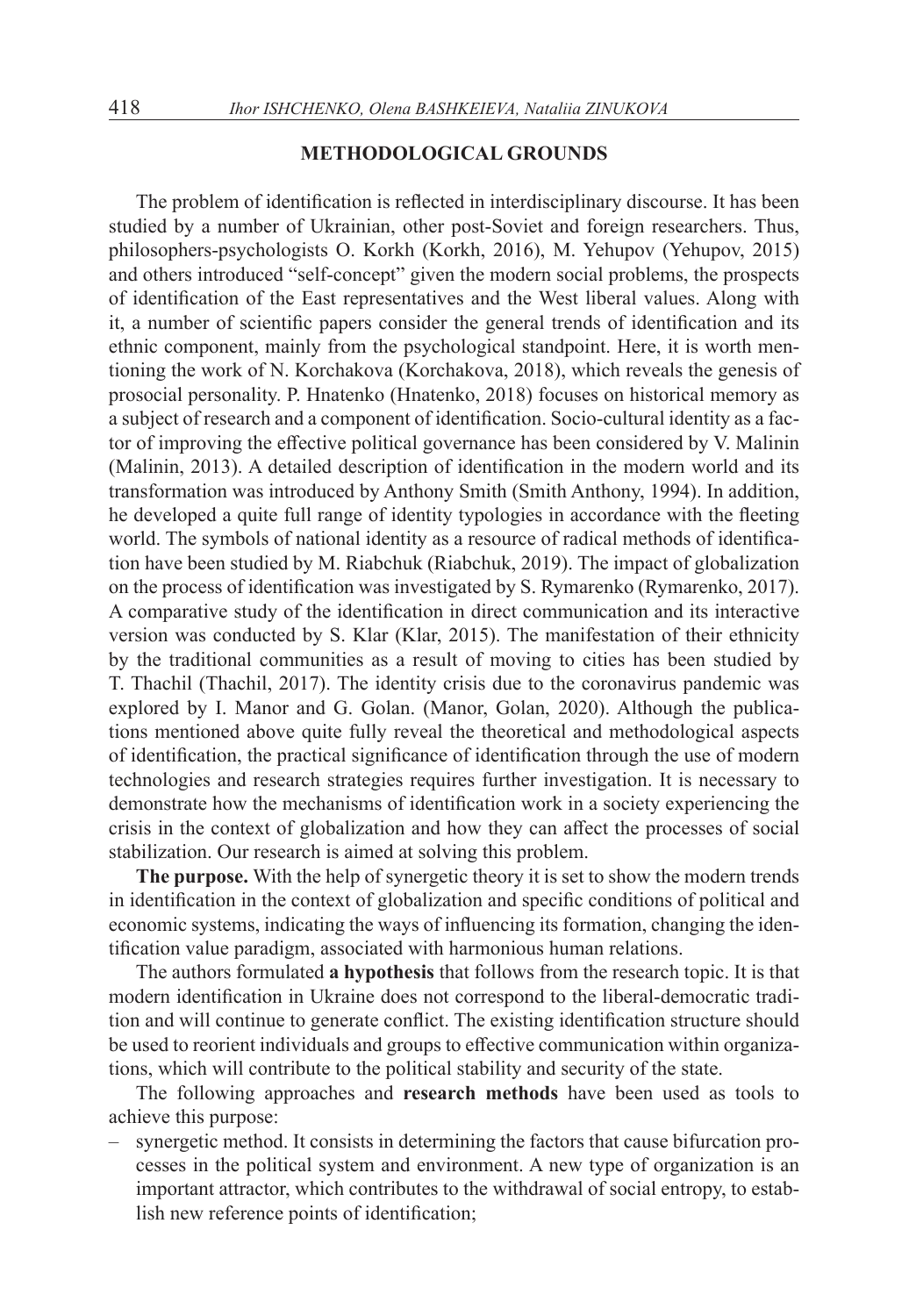## METHODOLOGICAL GROUNDS

The problem of identification is reflected in interdisciplinary discourse. It has been studied by a number of Ukrainian, other post-Soviet and foreign researchers. Thus, philosophers-psychologists O. Korkh (Korkh, 2016), M. Yehupov (Yehupov, 2015) and others introduced "self-concept" given the modern social problems, the prospects of identification of the East representatives and the West liberal values. Along with it, a number of scientific papers consider the general trends of identification and its ethnic component, mainly from the psychological standpoint. Here, it is worth mentioning the work of N. Korchakova (Korchakova, 2018), which reveals the genesis of prosocial personality. P. Hnatenko (Hnatenko, 2018) focuses on historical memory as a subject of research and a component of identification. Socio-cultural identity as a factor of improving the effective political governance has been considered by V. Malinin (Malinin, 2013). A detailed description of identification in the modern world and its transformation was introduced by Anthony Smith (Smith Anthony, 1994). In addition, he developed a quite full range of identity typologies in accordance with the fleeting world. The symbols of national identity as a resource of radical methods of identification have been studied by M. Riabchuk (Riabchuk, 2019). The impact of globalization on the process of identification was investigated by S. Rymarenko (Rymarenko, 2017). A comparative study of the identification in direct communication and its interactive version was conducted by S. Klar (Klar, 2015). The manifestation of their ethnicity by the traditional communities as a result of moving to cities has been studied by T. Thachil (Thachil, 2017). The identity crisis due to the coronavirus pandemic was explored by I. Manor and G. Golan. (Manor, Golan, 2020). Although the publications mentioned above quite fully reveal the theoretical and methodological aspects of identification, the practical significance of identification through the use of modern technologies and research strategies requires further investigation. It is necessary to demonstrate how the mechanisms of identification work in a society experiencing the crisis in the context of globalization and how they can affect the processes of social stabilization. Our research is aimed at solving this problem.

**The purpose.** With the help of synergetic theory it is set to show the modern trends in identification in the context of globalization and specific conditions of political and economic systems, indicating the ways of influencing its formation, changing the identification value paradigm, associated with harmonious human relations.

The authors formulated **a hypothesis** that follows from the research topic. It is that modern identification in Ukraine does not correspond to the liberal-democratic tradition and will continue to generate conflict. The existing identification structure should be used to reorient individuals and groups to effective communication within organizations, which will contribute to the political stability and security of the state.

The following approaches and **research methods** have been used as tools to achieve this purpose:

- synergetic method. It consists in determining the factors that cause bifurcation processes in the political system and environment. A new type of organization is an important attractor, which contributes to the withdrawal of social entropy, to establish new reference points of identification;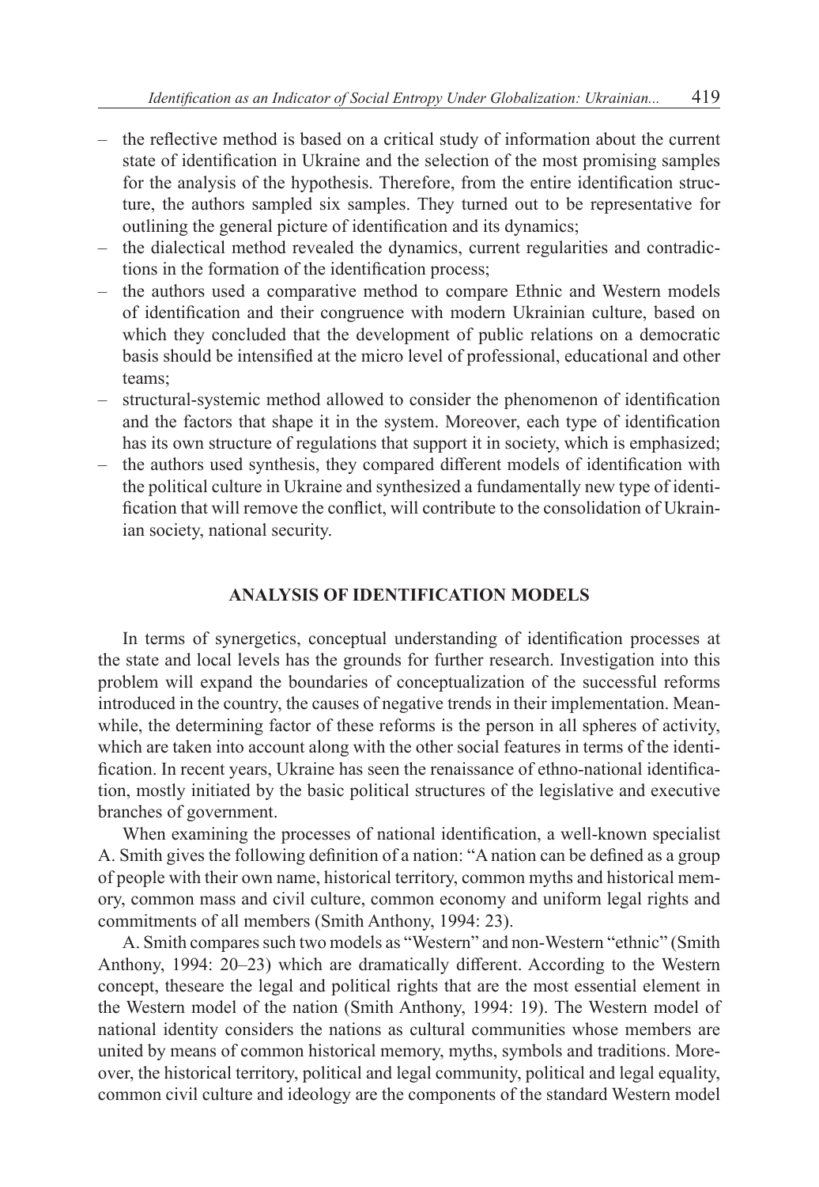- the reflective method is based on a critical study of information about the current state of identification in Ukraine and the selection of the most promising samples for the analysis of the hypothesis. Therefore, from the entire identification structure, the authors sampled six samples. They turned out to be representative for outlining the general picture of identification and its dynamics;
- the dialectical method revealed the dynamics, current regularities and contradictions in the formation of the identification process;
- the authors used a comparative method to compare Ethnic and Western models of identification and their congruence with modern Ukrainian culture, based on which they concluded that the development of public relations on a democratic basis should be intensified at the micro level of professional, educational and other teams;
- structural-systemic method allowed to consider the phenomenon of identification and the factors that shape it in the system. Moreover, each type of identification has its own structure of regulations that support it in society, which is emphasized;
- the authors used synthesis, they compared different models of identification with the political culture in Ukraine and synthesized a fundamentally new type of identification that will remove the conflict, will contribute to the consolidation of Ukrainian society, national security.

## ANALYSIS OF IDENTIFICATION MODELS

In terms of synergetics, conceptual understanding of identification processes at the state and local levels has the grounds for further research. Investigation into this problem will expand the boundaries of conceptualization of the successful reforms introduced in the country, the causes of negative trends in their implementation. Meanwhile, the determining factor of these reforms is the person in all spheres of activity, which are taken into account along with the other social features in terms of the identification. In recent years, Ukraine has seen the renaissance of ethno-national identification, mostly initiated by the basic political structures of the legislative and executive branches of government.

When examining the processes of national identification, a well-known specialist A. Smith gives the following definition of a nation: "A nation can be defined as a group of people with their own name, historical territory, common myths and historical memory, common mass and civil culture, common economy and uniform legal rights and commitments of all members (Smith Anthony, 1994: 23).

A. Smith compares such two models as "Western" and non-Western "ethnic" (Smith Anthony, 1994: 20–23) which are dramatically different. According to the Western concept, theseare the legal and political rights that are the most essential element in the Western model of the nation (Smith Anthony, 1994: 19). The Western model of national identity considers the nations as cultural communities whose members are united by means of common historical memory, myths, symbols and traditions. Moreover, the historical territory, political and legal community, political and legal equality, common civil culture and ideology are the components of the standard Western model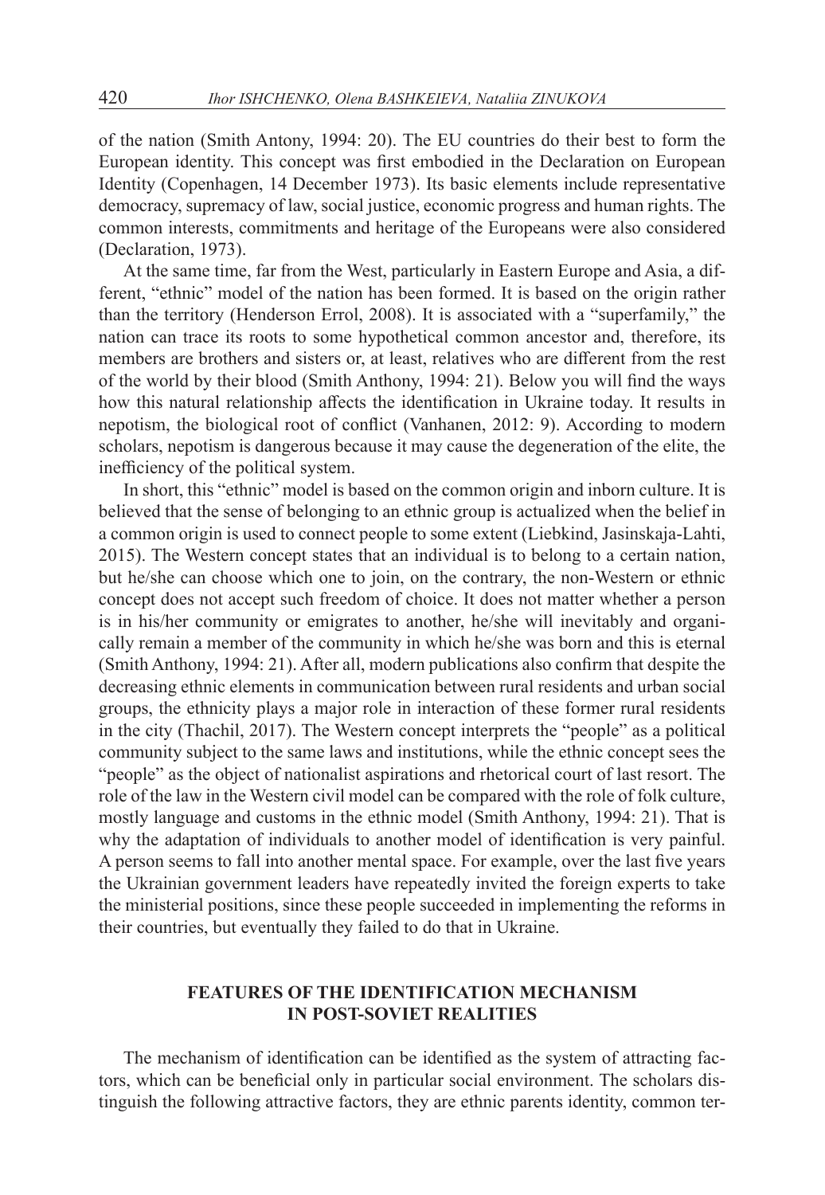of the nation (Smith Antony, 1994: 20). The EU countries do their best to form the European identity. This concept was first embodied in the Declaration on European Identity (Copenhagen, 14 December 1973). Its basic elements include representative democracy, supremacy of law, social justice, economic progress and human rights. The common interests, commitments and heritage of the Europeans were also considered (Declaration, 1973).

At the same time, far from the West, particularly in Eastern Europe and Asia, a different, "ethnic" model of the nation has been formed. It is based on the origin rather than the territory (Henderson Errol, 2008). It is associated with a "superfamily," the nation can trace its roots to some hypothetical common ancestor and, therefore, its members are brothers and sisters or, at least, relatives who are different from the rest of the world by their blood (Smith Anthony, 1994: 21). Below you will find the ways how this natural relationship affects the identification in Ukraine today. It results in nepotism, the biological root of conflict (Vanhanen, 2012: 9). According to modern scholars, nepotism is dangerous because it may cause the degeneration of the elite, the inefficiency of the political system.

In short, this "ethnic" model is based on the common origin and inborn culture. It is believed that the sense of belonging to an ethnic group is actualized when the belief in a common origin is used to connect people to some extent (Liebkind, Jasinskaja-Lahti, 2015). The Western concept states that an individual is to belong to a certain nation, but he/she can choose which one to join, on the contrary, the non-Western or ethnic concept does not accept such freedom of choice. It does not matter whether a person is in his/her community or emigrates to another, he/she will inevitably and organically remain a member of the community in which he/she was born and this is eternal (Smith Anthony, 1994: 21). After all, modern publications also confirm that despite the decreasing ethnic elements in communication between rural residents and urban social groups, the ethnicity plays a major role in interaction of these former rural residents in the city (Thachil, 2017). The Western concept interprets the "people" as a political community subject to the same laws and institutions, while the ethnic concept sees the "people" as the object of nationalist aspirations and rhetorical court of last resort. The role of the law in the Western civil model can be compared with the role of folk culture, mostly language and customs in the ethnic model (Smith Anthony, 1994: 21). That is why the adaptation of individuals to another model of identification is very painful. A person seems to fall into another mental space. For example, over the last five years the Ukrainian government leaders have repeatedly invited the foreign experts to take the ministerial positions, since these people succeeded in implementing the reforms in their countries, but eventually they failed to do that in Ukraine.

## FEATURES OF THE IDENTIFICATION MECHANISM IN POST-SOVIET REALITIES

The mechanism of identification can be identified as the system of attracting factors, which can be beneficial only in particular social environment. The scholars distinguish the following attractive factors, they are ethnic parents identity, common ter-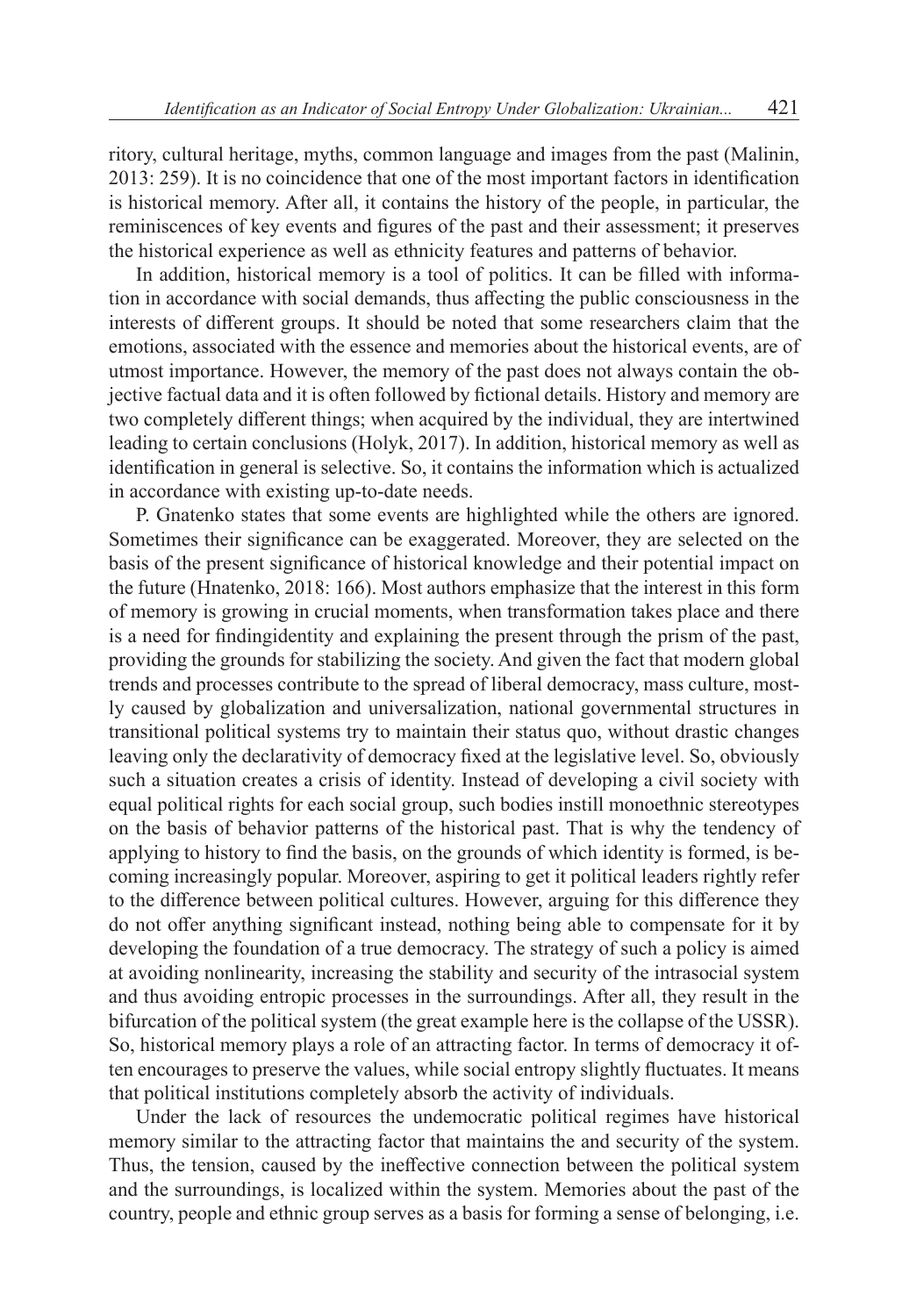ritory, cultural heritage, myths, common language and images from the past (Malinin, 2013: 259). It is no coincidence that one of the most important factors in identification is historical memory. After all, it contains the history of the people, in particular, the reminiscences of key events and figures of the past and their assessment; it preserves the historical experience as well as ethnicity features and patterns of behavior.

In addition, historical memory is a tool of politics. It can be filled with information in accordance with social demands, thus affecting the public consciousness in the interests of different groups. It should be noted that some researchers claim that the emotions, associated with the essence and memories about the historical events, are of utmost importance. However, the memory of the past does not always contain the objective factual data and it is often followed by fictional details. History and memory are two completely different things; when acquired by the individual, they are intertwined leading to certain conclusions (Holyk, 2017). In addition, historical memory as well as identification in general is selective. So, it contains the information which is actualized in accordance with existing up-to-date needs.

P. Gnatenko states that some events are highlighted while the others are ignored. Sometimes their significance can be exaggerated. Moreover, they are selected on the basis of the present significance of historical knowledge and their potential impact on the future (Hnatenko, 2018: 166). Most authors emphasize that the interest in this form of memory is growing in crucial moments, when transformation takes place and there is a need for findingidentity and explaining the present through the prism of the past, providing the grounds for stabilizing the society. And given the fact that modern global trends and processes contribute to the spread of liberal democracy, mass culture, mostly caused by globalization and universalization, national governmental structures in transitional political systems try to maintain their status quo, without drastic changes leaving only the declarativity of democracy fixed at the legislative level. So, obviously such a situation creates a crisis of identity. Instead of developing a civil society with equal political rights for each social group, such bodies instill monoethnic stereotypes on the basis of behavior patterns of the historical past. That is why the tendency of applying to history to find the basis, on the grounds of which identity is formed, is becoming increasingly popular. Moreover, aspiring to get it political leaders rightly refer to the difference between political cultures. However, arguing for this difference they do not offer anything significant instead, nothing being able to compensate for it by developing the foundation of a true democracy. The strategy of such a policy is aimed at avoiding nonlinearity, increasing the stability and security of the intrasocial system and thus avoiding entropic processes in the surroundings. After all, they result in the bifurcation of the political system (the great example here is the collapse of the USSR). So, historical memory plays a role of an attracting factor. In terms of democracy it often encourages to preserve the values, while social entropy slightly fluctuates. It means that political institutions completely absorb the activity of individuals.

Under the lack of resources the undemocratic political regimes have historical memory similar to the attracting factor that maintains the and security of the system. Thus, the tension, caused by the ineffective connection between the political system and the surroundings, is localized within the system. Memories about the past of the country, people and ethnic group serves as a basis for forming a sense of belonging, i.e.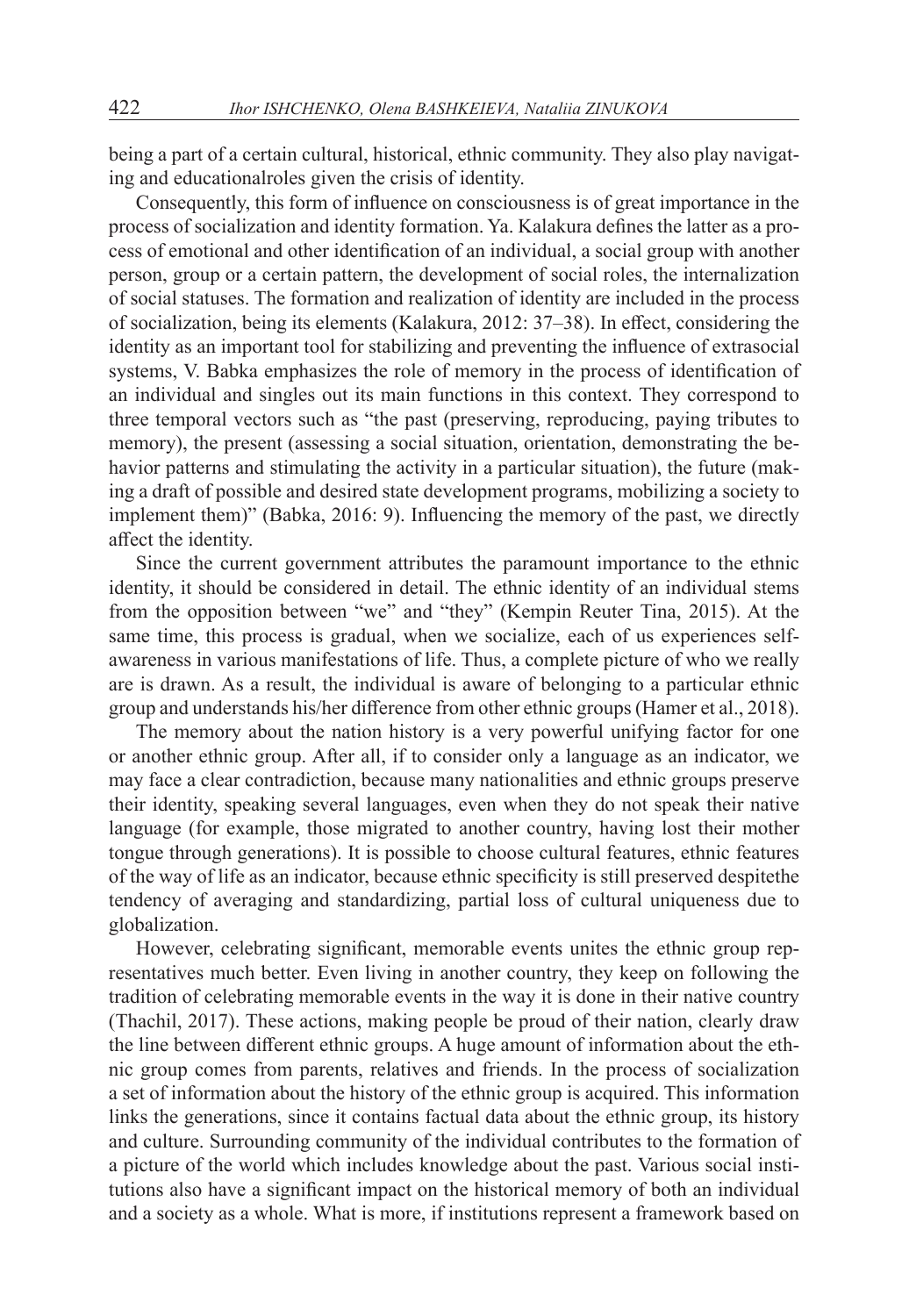being a part of a certain cultural, historical, ethnic community. They also play navigating and educationalroles given the crisis of identity.

Consequently, this form of influence on consciousness is of great importance in the process of socialization and identity formation. Ya. Kalakura defines the latter as a process of emotional and other identification of an individual, a social group with another person, group or a certain pattern, the development of social roles, the internalization of social statuses. The formation and realization of identity are included in the process of socialization, being its elements (Kalakura, 2012: 37–38). In effect, considering the identity as an important tool for stabilizing and preventing the influence of extrasocial systems, V. Babka emphasizes the role of memory in the process of identification of an individual and singles out its main functions in this context. They correspond to three temporal vectors such as "the past (preserving, reproducing, paying tributes to memory), the present (assessing a social situation, orientation, demonstrating the behavior patterns and stimulating the activity in a particular situation), the future (making a draft of possible and desired state development programs, mobilizing a society to implement them)" (Babka, 2016: 9). Influencing the memory of the past, we directly affect the identity.

Since the current government attributes the paramount importance to the ethnic identity, it should be considered in detail. The ethnic identity of an individual stems from the opposition between "we" and "they" (Kempin Reuter Tina, 2015). At the same time, this process is gradual, when we socialize, each of us experiences self-awareness in various manifestations of life. Thus, a complete picture of who we really are is drawn. As a result, the individual is aware of belonging to a particular ethnic group and understands his/her difference from other ethnic groups (Hamer et al., 2018).

The memory about the nation history is a very powerful unifying factor for one or another ethnic group. After all, if to consider only a language as an indicator, we may face a clear contradiction, because many nationalities and ethnic groups preserve their identity, speaking several languages, even when they do not speak their native language (for example, those migrated to another country, having lost their mother tongue through generations). It is possible to choose cultural features, ethnic features of the way of life as an indicator, because ethnic specificity is still preserved despitethe tendency of averaging and standardizing, partial loss of cultural uniqueness due to globalization.

However, celebrating significant, memorable events unites the ethnic group representatives much better. Even living in another country, they keep on following the tradition of celebrating memorable events in the way it is done in their native country (Thachil, 2017). These actions, making people be proud of their nation, clearly draw the line between different ethnic groups. A huge amount of information about the ethnic group comes from parents, relatives and friends. In the process of socialization a set of information about the history of the ethnic group is acquired. This information links the generations, since it contains factual data about the ethnic group, its history and culture. Surrounding community of the individual contributes to the formation of a picture of the world which includes knowledge about the past. Various social institutions also have a significant impact on the historical memory of both an individual and a society as a whole. What is more, if institutions represent a framework based on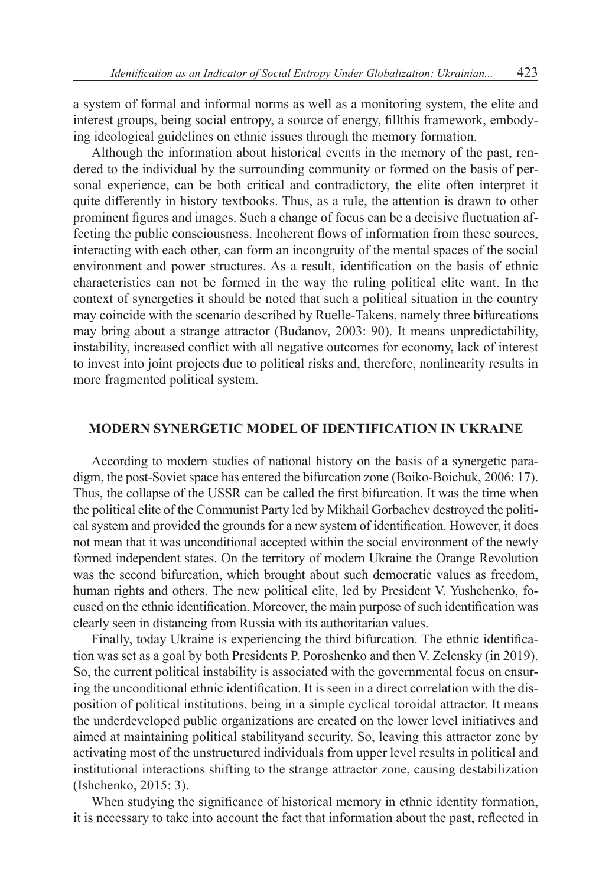a system of formal and informal norms as well as a monitoring system, the elite and interest groups, being social entropy, a source of energy, fillthis framework, embodying ideological guidelines on ethnic issues through the memory formation.

Although the information about historical events in the memory of the past, rendered to the individual by the surrounding community or formed on the basis of personal experience, can be both critical and contradictory, the elite often interpret it quite differently in history textbooks. Thus, as a rule, the attention is drawn to other prominent figures and images. Such a change of focus can be a decisive fluctuation affecting the public consciousness. Incoherent flows of information from these sources, interacting with each other, can form an incongruity of the mental spaces of the social environment and power structures. As a result, identification on the basis of ethnic characteristics can not be formed in the way the ruling political elite want. In the context of synergetics it should be noted that such a political situation in the country may coincide with the scenario described by Ruelle-Takens, namely three bifurcations may bring about a strange attractor (Budanov, 2003: 90). It means unpredictability, instability, increased conflict with all negative outcomes for economy, lack of interest to invest into joint projects due to political risks and, therefore, nonlinearity results in more fragmented political system.

## MODERN SYNERGETIC MODEL OF IDENTIFICATION IN UKRAINE

According to modern studies of national history on the basis of a synergetic paradigm, the post-Soviet space has entered the bifurcation zone (Boiko-Boichuk, 2006: 17). Thus, the collapse of the USSR can be called the first bifurcation. It was the time when the political elite of the Communist Party led by Mikhail Gorbachev destroyed the political system and provided the grounds for a new system of identification. However, it does not mean that it was unconditional accepted within the social environment of the newly formed independent states. On the territory of modern Ukraine the Orange Revolution was the second bifurcation, which brought about such democratic values as freedom, human rights and others. The new political elite, led by President V. Yushchenko, focused on the ethnic identification. Moreover, the main purpose of such identification was clearly seen in distancing from Russia with its authoritarian values.

Finally, today Ukraine is experiencing the third bifurcation. The ethnic identification was set as a goal by both Presidents P. Poroshenko and then V. Zelensky (in 2019). So, the current political instability is associated with the governmental focus on ensuring the unconditional ethnic identification. It is seen in a direct correlation with the disposition of political institutions, being in a simple cyclical toroidal attractor. It means the underdeveloped public organizations are created on the lower level initiatives and aimed at maintaining political stabilityand security. So, leaving this attractor zone by activating most of the unstructured individuals from upper level results in political and institutional interactions shifting to the strange attractor zone, causing destabilization (Ishchenko, 2015: 3).

When studying the significance of historical memory in ethnic identity formation, it is necessary to take into account the fact that information about the past, reflected in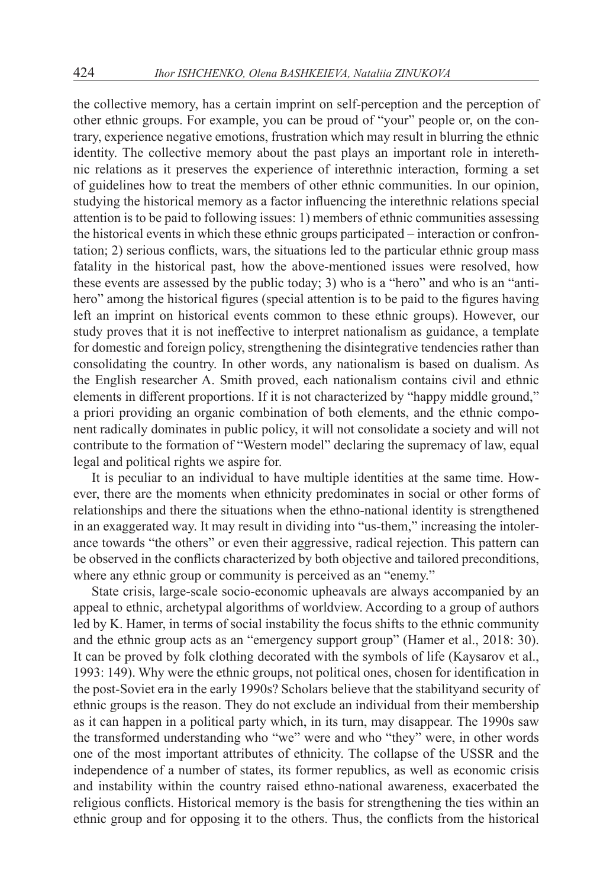the collective memory, has a certain imprint on self-perception and the perception of other ethnic groups. For example, you can be proud of "your" people or, on the contrary, experience negative emotions, frustration which may result in blurring the ethnic identity. The collective memory about the past plays an important role in interethnic relations as it preserves the experience of interethnic interaction, forming a set of guidelines how to treat the members of other ethnic communities. In our opinion, studying the historical memory as a factor influencing the interethnic relations special attention is to be paid to following issues: 1) members of ethnic communities assessing the historical events in which these ethnic groups participated – interaction or confrontation; 2) serious conflicts, wars, the situations led to the particular ethnic group mass fatality in the historical past, how the above-mentioned issues were resolved, how these events are assessed by the public today; 3) who is a "hero" and who is an "antihero" among the historical figures (special attention is to be paid to the figures having left an imprint on historical events common to these ethnic groups). However, our study proves that it is not ineffective to interpret nationalism as guidance, a template for domestic and foreign policy, strengthening the disintegrative tendencies rather than consolidating the country. In other words, any nationalism is based on dualism. As the English researcher A. Smith proved, each nationalism contains civil and ethnic elements in different proportions. If it is not characterized by "happy middle ground," a priori providing an organic combination of both elements, and the ethnic component radically dominates in public policy, it will not consolidate a society and will not contribute to the formation of "Western model" declaring the supremacy of law, equal legal and political rights we aspire for.

It is peculiar to an individual to have multiple identities at the same time. However, there are the moments when ethnicity predominates in social or other forms of relationships and there the situations when the ethno-national identity is strengthened in an exaggerated way. It may result in dividing into "us-them," increasing the intolerance towards "the others" or even their aggressive, radical rejection. This pattern can be observed in the conflicts characterized by both objective and tailored preconditions, where any ethnic group or community is perceived as an "enemy."

State crisis, large-scale socio-economic upheavals are always accompanied by an appeal to ethnic, archetypal algorithms of worldview. According to a group of authors led by K. Hamer, in terms of social instability the focus shifts to the ethnic community and the ethnic group acts as an "emergency support group" (Hamer et al., 2018: 30). It can be proved by folk clothing decorated with the symbols of life (Kaysarov et al., 1993: 149). Why were the ethnic groups, not political ones, chosen for identification in the post-Soviet era in the early 1990s? Scholars believe that the stabilityand security of ethnic groups is the reason. They do not exclude an individual from their membership as it can happen in a political party which, in its turn, may disappear. The 1990s saw the transformed understanding who "we" were and who "they" were, in other words one of the most important attributes of ethnicity. The collapse of the USSR and the independence of a number of states, its former republics, as well as economic crisis and instability within the country raised ethno-national awareness, exacerbated the religious conflicts. Historical memory is the basis for strengthening the ties within an ethnic group and for opposing it to the others. Thus, the conflicts from the historical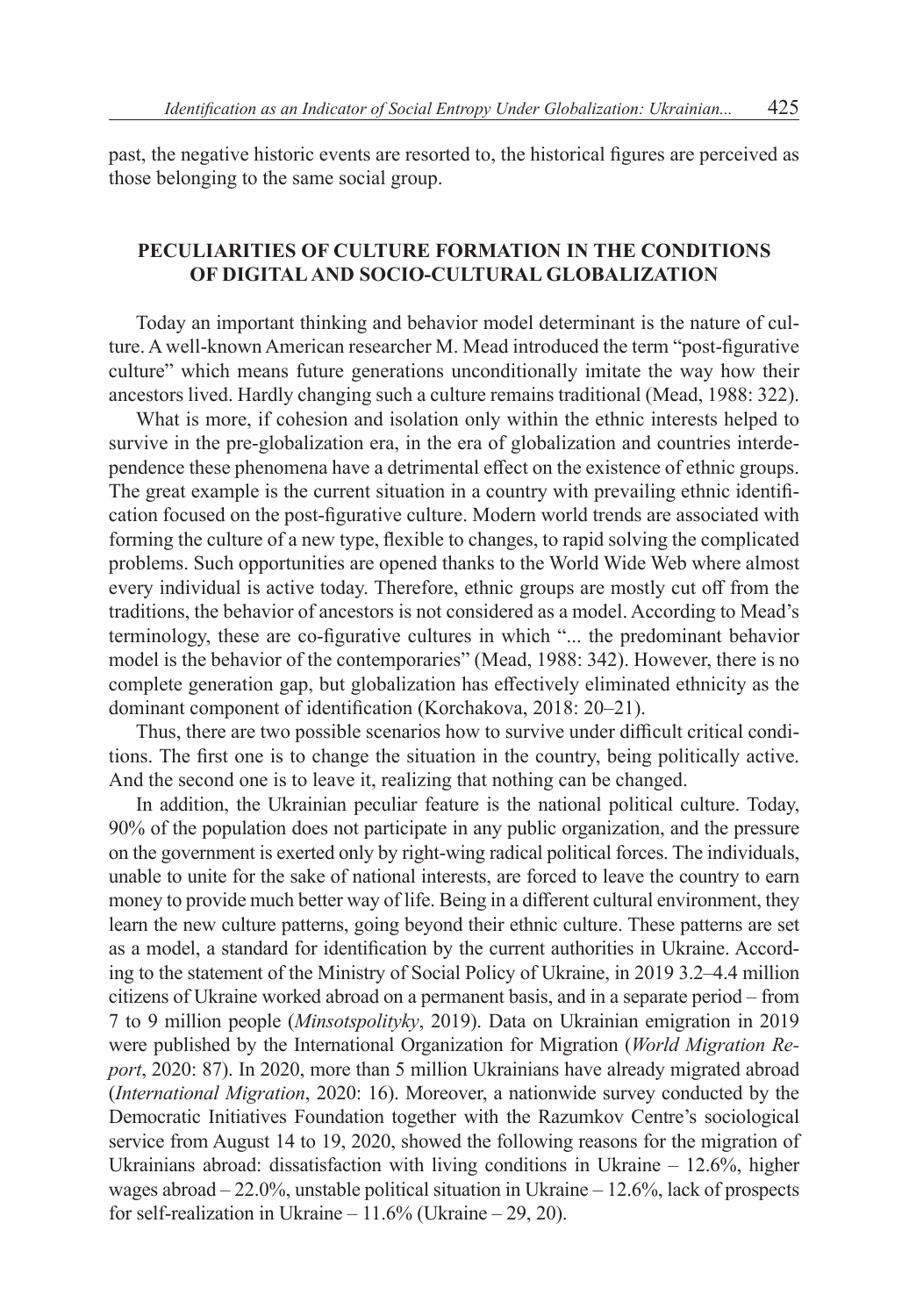past, the negative historic events are resorted to, the historical figures are perceived as those belonging to the same social group.

## PECULIARITIES OF CULTURE FORMATION IN THE CONDITIONS OF DIGITAL AND SOCIO-CULTURAL GLOBALIZATION

Today an important thinking and behavior model determinant is the nature of culture. A well-known American researcher M. Mead introduced the term "post-figurative culture" which means future generations unconditionally imitate the way how their ancestors lived. Hardly changing such a culture remains traditional (Mead, 1988: 322).

What is more, if cohesion and isolation only within the ethnic interests helped to survive in the pre-globalization era, in the era of globalization and countries interdependence these phenomena have a detrimental effect on the existence of ethnic groups. The great example is the current situation in a country with prevailing ethnic identification focused on the post-figurative culture. Modern world trends are associated with forming the culture of a new type, flexible to changes, to rapid solving the complicated problems. Such opportunities are opened thanks to the World Wide Web where almost every individual is active today. Therefore, ethnic groups are mostly cut off from the traditions, the behavior of ancestors is not considered as a model. According to Mead's terminology, these are co-figurative cultures in which "... the predominant behavior model is the behavior of the contemporaries" (Mead, 1988: 342). However, there is no complete generation gap, but globalization has effectively eliminated ethnicity as the dominant component of identification (Korchakova, 2018: 20–21).

Thus, there are two possible scenarios how to survive under difficult critical conditions. The first one is to change the situation in the country, being politically active. And the second one is to leave it, realizing that nothing can be changed.

In addition, the Ukrainian peculiar feature is the national political culture. Today, 90% of the population does not participate in any public organization, and the pressure on the government is exerted only by right-wing radical political forces. The individuals, unable to unite for the sake of national interests, are forced to leave the country to earn money to provide much better way of life. Being in a different cultural environment, they learn the new culture patterns, going beyond their ethnic culture. These patterns are set as a model, a standard for identification by the current authorities in Ukraine. According to the statement of the Ministry of Social Policy of Ukraine, in 2019 3.2–4.4 million citizens of Ukraine worked abroad on a permanent basis, and in a separate period – from 7 to 9 million people (*Minsotspolityky*, 2019). Data on Ukrainian emigration in 2019 were published by the International Organization for Migration (*World Migration Report*, 2020: 87). In 2020, more than 5 million Ukrainians have already migrated abroad (*International Migration*, 2020: 16). Moreover, a nationwide survey conducted by the Democratic Initiatives Foundation together with the Razumkov Centre's sociological service from August 14 to 19, 2020, showed the following reasons for the migration of Ukrainians abroad: dissatisfaction with living conditions in Ukraine – 12.6%, higher wages abroad – 22.0%, unstable political situation in Ukraine – 12.6%, lack of prospects for self-realization in Ukraine – 11.6% (Ukraine – 29, 20).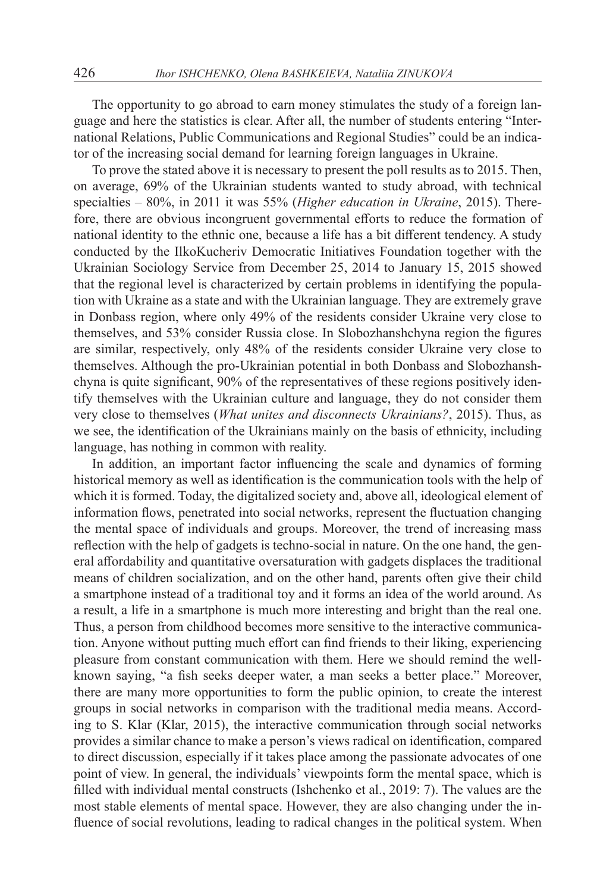The opportunity to go abroad to earn money stimulates the study of a foreign language and here the statistics is clear. After all, the number of students entering "International Relations, Public Communications and Regional Studies" could be an indicator of the increasing social demand for learning foreign languages in Ukraine.

To prove the stated above it is necessary to present the poll results as to 2015. Then, on average, 69% of the Ukrainian students wanted to study abroad, with technical specialties – 80%, in 2011 it was 55% (*Higher education in Ukraine*, 2015). Therefore, there are obvious incongruent governmental efforts to reduce the formation of national identity to the ethnic one, because a life has a bit different tendency. A study conducted by the IlkoKucheriv Democratic Initiatives Foundation together with the Ukrainian Sociology Service from December 25, 2014 to January 15, 2015 showed that the regional level is characterized by certain problems in identifying the population with Ukraine as a state and with the Ukrainian language. They are extremely grave in Donbass region, where only 49% of the residents consider Ukraine very close to themselves, and 53% consider Russia close. In Slobozhanshchyna region the figures are similar, respectively, only 48% of the residents consider Ukraine very close to themselves. Although the pro-Ukrainian potential in both Donbass and Slobozhanshchyna is quite significant, 90% of the representatives of these regions positively identify themselves with the Ukrainian culture and language, they do not consider them very close to themselves (*What unites and disconnects Ukrainians?*, 2015). Thus, as we see, the identification of the Ukrainians mainly on the basis of ethnicity, including language, has nothing in common with reality.

In addition, an important factor influencing the scale and dynamics of forming historical memory as well as identification is the communication tools with the help of which it is formed. Today, the digitalized society and, above all, ideological element of information flows, penetrated into social networks, represent the fluctuation changing the mental space of individuals and groups. Moreover, the trend of increasing mass reflection with the help of gadgets is techno-social in nature. On the one hand, the general affordability and quantitative oversaturation with gadgets displaces the traditional means of children socialization, and on the other hand, parents often give their child a smartphone instead of a traditional toy and it forms an idea of the world around. As a result, a life in a smartphone is much more interesting and bright than the real one. Thus, a person from childhood becomes more sensitive to the interactive communication. Anyone without putting much effort can find friends to their liking, experiencing pleasure from constant communication with them. Here we should remind the well-known saying, "a fish seeks deeper water, a man seeks a better place." Moreover, there are many more opportunities to form the public opinion, to create the interest groups in social networks in comparison with the traditional media means. According to S. Klar (Klar, 2015), the interactive communication through social networks provides a similar chance to make a person's views radical on identification, compared to direct discussion, especially if it takes place among the passionate advocates of one point of view. In general, the individuals' viewpoints form the mental space, which is filled with individual mental constructs (Ishchenko et al., 2019: 7). The values are the most stable elements of mental space. However, they are also changing under the influence of social revolutions, leading to radical changes in the political system. When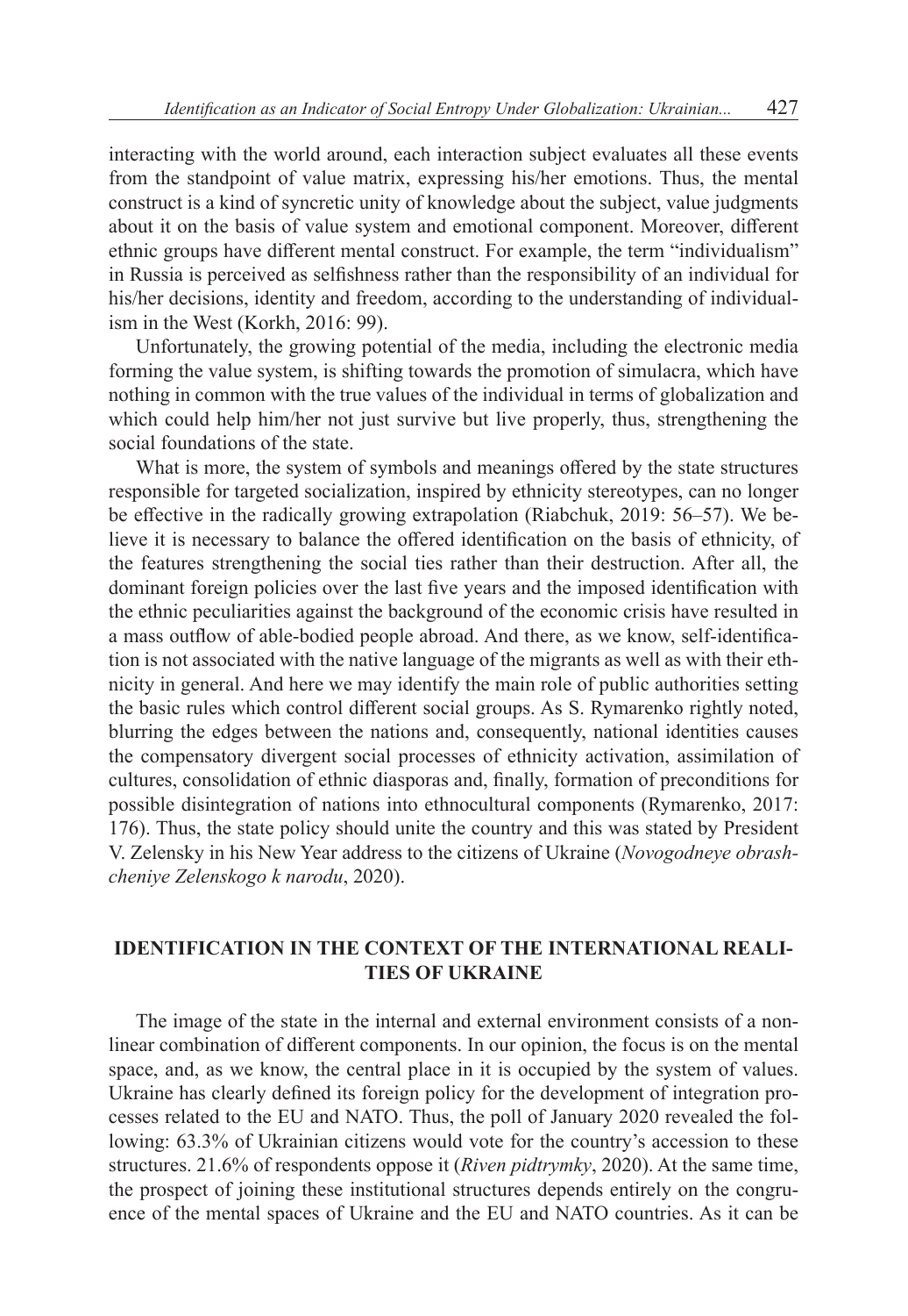interacting with the world around, each interaction subject evaluates all these events from the standpoint of value matrix, expressing his/her emotions. Thus, the mental construct is a kind of syncretic unity of knowledge about the subject, value judgments about it on the basis of value system and emotional component. Moreover, different ethnic groups have different mental construct. For example, the term "individualism" in Russia is perceived as selfishness rather than the responsibility of an individual for his/her decisions, identity and freedom, according to the understanding of individualism in the West (Korkh, 2016: 99).

Unfortunately, the growing potential of the media, including the electronic media forming the value system, is shifting towards the promotion of simulacra, which have nothing in common with the true values of the individual in terms of globalization and which could help him/her not just survive but live properly, thus, strengthening the social foundations of the state.

What is more, the system of symbols and meanings offered by the state structures responsible for targeted socialization, inspired by ethnicity stereotypes, can no longer be effective in the radically growing extrapolation (Riabchuk, 2019: 56–57). We believe it is necessary to balance the offered identification on the basis of ethnicity, of the features strengthening the social ties rather than their destruction. After all, the dominant foreign policies over the last five years and the imposed identification with the ethnic peculiarities against the background of the economic crisis have resulted in a mass outflow of able-bodied people abroad. And there, as we know, self-identification is not associated with the native language of the migrants as well as with their ethnicity in general. And here we may identify the main role of public authorities setting the basic rules which control different social groups. As S. Rymarenko rightly noted, blurring the edges between the nations and, consequently, national identities causes the compensatory divergent social processes of ethnicity activation, assimilation of cultures, consolidation of ethnic diasporas and, finally, formation of preconditions for possible disintegration of nations into ethnocultural components (Rymarenko, 2017: 176). Thus, the state policy should unite the country and this was stated by President V. Zelensky in his New Year address to the citizens of Ukraine (*Novogodneye obrashcheniye Zelenskogo k narodu*, 2020).

## IDENTIFICATION IN THE CONTEXT OF THE INTERNATIONAL REALITIES OF UKRAINE

The image of the state in the internal and external environment consists of a non-linear combination of different components. In our opinion, the focus is on the mental space, and, as we know, the central place in it is occupied by the system of values. Ukraine has clearly defined its foreign policy for the development of integration processes related to the EU and NATO. Thus, the poll of January 2020 revealed the following: 63.3% of Ukrainian citizens would vote for the country's accession to these structures. 21.6% of respondents oppose it (*Riven pidtrymky*, 2020). At the same time, the prospect of joining these institutional structures depends entirely on the congruence of the mental spaces of Ukraine and the EU and NATO countries. As it can be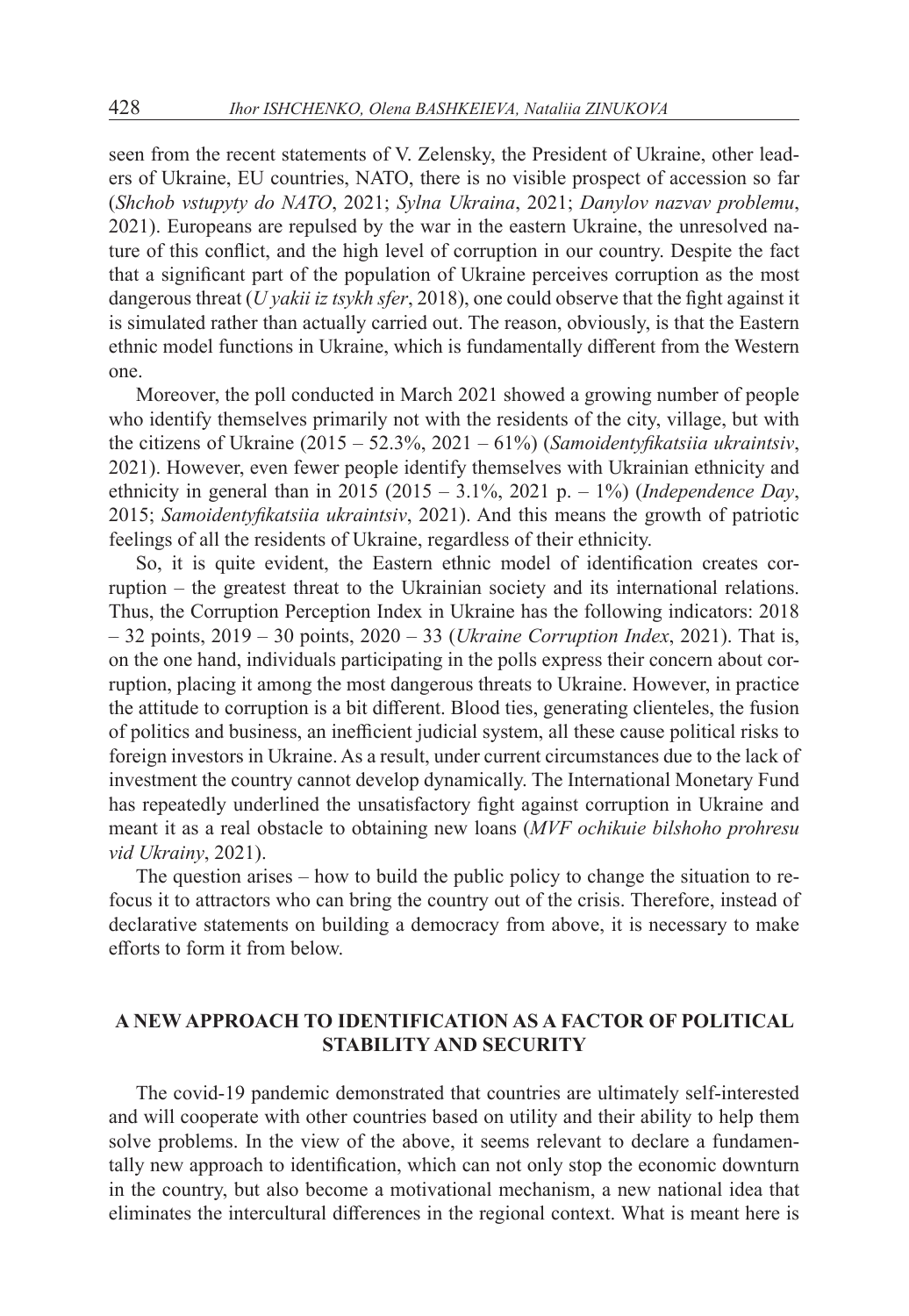seen from the recent statements of V. Zelensky, the President of Ukraine, other leaders of Ukraine, EU countries, NATO, there is no visible prospect of accession so far (*Shchob vstupyty do NATO*, 2021; *Sylna Ukraina*, 2021; *Danylov nazvav problemu*, 2021). Europeans are repulsed by the war in the eastern Ukraine, the unresolved nature of this conflict, and the high level of corruption in our country. Despite the fact that a significant part of the population of Ukraine perceives corruption as the most dangerous threat (*U yakii iz tsykh sfer*, 2018), one could observe that the fight against it is simulated rather than actually carried out. The reason, obviously, is that the Eastern ethnic model functions in Ukraine, which is fundamentally different from the Western one.

Moreover, the poll conducted in March 2021 showed a growing number of people who identify themselves primarily not with the residents of the city, village, but with the citizens of Ukraine (2015 – 52.3%, 2021 – 61%) (*Samoidentyfikatsiia ukraintsiv*, 2021). However, even fewer people identify themselves with Ukrainian ethnicity and ethnicity in general than in 2015 (2015 – 3.1%, 2021 p. – 1%) (*Independence Day*, 2015; *Samoidentyfikatsiia ukraintsiv*, 2021). And this means the growth of patriotic feelings of all the residents of Ukraine, regardless of their ethnicity.

So, it is quite evident, the Eastern ethnic model of identification creates corruption – the greatest threat to the Ukrainian society and its international relations. Thus, the Corruption Perception Index in Ukraine has the following indicators: 2018 – 32 points, 2019 – 30 points, 2020 – 33 (*Ukraine Corruption Index*, 2021). That is, on the one hand, individuals participating in the polls express their concern about corruption, placing it among the most dangerous threats to Ukraine. However, in practice the attitude to corruption is a bit different. Blood ties, generating clienteles, the fusion of politics and business, an inefficient judicial system, all these cause political risks to foreign investors in Ukraine. As a result, under current circumstances due to the lack of investment the country cannot develop dynamically. The International Monetary Fund has repeatedly underlined the unsatisfactory fight against corruption in Ukraine and meant it as a real obstacle to obtaining new loans (*MVF ochikuie bilshoho prohresu vid Ukrainy*, 2021).

The question arises – how to build the public policy to change the situation to refocus it to attractors who can bring the country out of the crisis. Therefore, instead of declarative statements on building a democracy from above, it is necessary to make efforts to form it from below.

## A NEW APPROACH TO IDENTIFICATION AS A FACTOR OF POLITICAL STABILITY AND SECURITY

The covid-19 pandemic demonstrated that countries are ultimately self-interested and will cooperate with other countries based on utility and their ability to help them solve problems. In the view of the above, it seems relevant to declare a fundamentally new approach to identification, which can not only stop the economic downturn in the country, but also become a motivational mechanism, a new national idea that eliminates the intercultural differences in the regional context. What is meant here is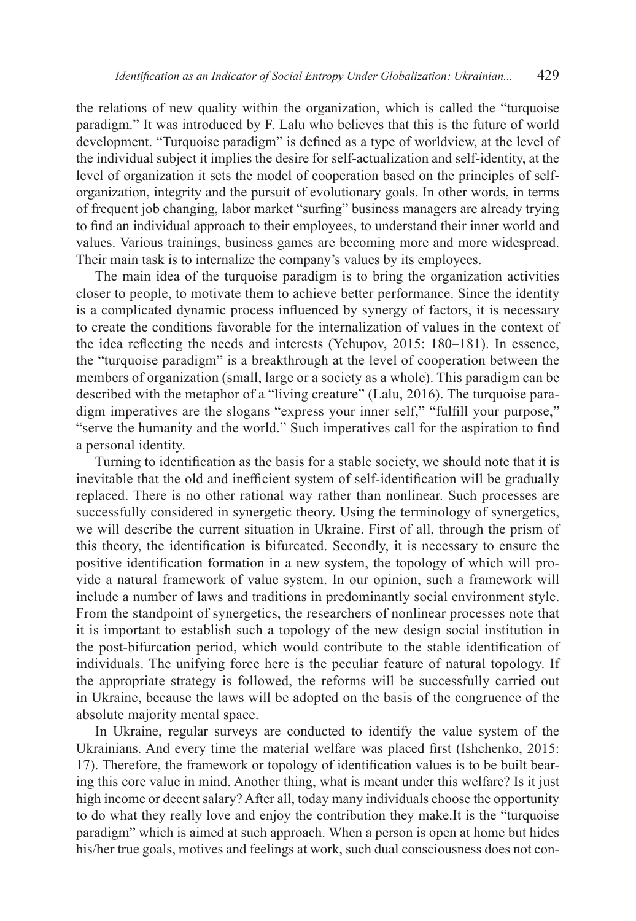the relations of new quality within the organization, which is called the "turquoise paradigm." It was introduced by F. Lalu who believes that this is the future of world development. "Turquoise paradigm" is defined as a type of worldview, at the level of the individual subject it implies the desire for self-actualization and self-identity, at the level of organization it sets the model of cooperation based on the principles of self-organization, integrity and the pursuit of evolutionary goals. In other words, in terms of frequent job changing, labor market "surfing" business managers are already trying to find an individual approach to their employees, to understand their inner world and values. Various trainings, business games are becoming more and more widespread. Their main task is to internalize the company's values by its employees.

The main idea of the turquoise paradigm is to bring the organization activities closer to people, to motivate them to achieve better performance. Since the identity is a complicated dynamic process influenced by synergy of factors, it is necessary to create the conditions favorable for the internalization of values in the context of the idea reflecting the needs and interests (Yehupov, 2015: 180–181). In essence, the "turquoise paradigm" is a breakthrough at the level of cooperation between the members of organization (small, large or a society as a whole). This paradigm can be described with the metaphor of a "living creature" (Lalu, 2016). The turquoise paradigm imperatives are the slogans "express your inner self," "fulfill your purpose," "serve the humanity and the world." Such imperatives call for the aspiration to find a personal identity.

Turning to identification as the basis for a stable society, we should note that it is inevitable that the old and inefficient system of self-identification will be gradually replaced. There is no other rational way rather than nonlinear. Such processes are successfully considered in synergetic theory. Using the terminology of synergetics, we will describe the current situation in Ukraine. First of all, through the prism of this theory, the identification is bifurcated. Secondly, it is necessary to ensure the positive identification formation in a new system, the topology of which will provide a natural framework of value system. In our opinion, such a framework will include a number of laws and traditions in predominantly social environment style. From the standpoint of synergetics, the researchers of nonlinear processes note that it is important to establish such a topology of the new design social institution in the post-bifurcation period, which would contribute to the stable identification of individuals. The unifying force here is the peculiar feature of natural topology. If the appropriate strategy is followed, the reforms will be successfully carried out in Ukraine, because the laws will be adopted on the basis of the congruence of the absolute majority mental space.

In Ukraine, regular surveys are conducted to identify the value system of the Ukrainians. And every time the material welfare was placed first (Ishchenko, 2015: 17). Therefore, the framework or topology of identification values is to be built bearing this core value in mind. Another thing, what is meant under this welfare? Is it just high income or decent salary? After all, today many individuals choose the opportunity to do what they really love and enjoy the contribution they make.It is the "turquoise paradigm" which is aimed at such approach. When a person is open at home but hides his/her true goals, motives and feelings at work, such dual consciousness does not con-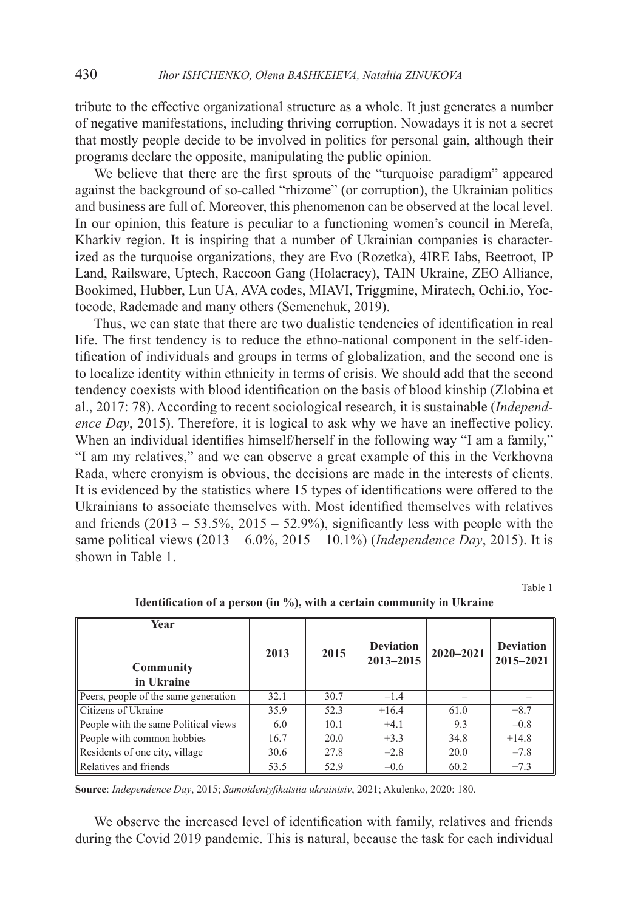tribute to the effective organizational structure as a whole. It just generates a number of negative manifestations, including thriving corruption. Nowadays it is not a secret that mostly people decide to be involved in politics for personal gain, although their programs declare the opposite, manipulating the public opinion.

We believe that there are the first sprouts of the "turquoise paradigm" appeared against the background of so-called "rhizome" (or corruption), the Ukrainian politics and business are full of. Moreover, this phenomenon can be observed at the local level. In our opinion, this feature is peculiar to a functioning women's council in Merefa, Kharkiv region. It is inspiring that a number of Ukrainian companies is characterized as the turquoise organizations, they are Evo (Rozetka), 4IRE Iabs, Beetroot, IP Land, Railsware, Uptech, Raccoon Gang (Holacracy), TAIN Ukraine, ZEO Alliance, Bookimed, Hubber, Lun UA, AVA codes, MIAVI, Triggmine, Miratech, Ochi.io, Yoctocode, Rademade and many others (Semenchuk, 2019).

Thus, we can state that there are two dualistic tendencies of identification in real life. The first tendency is to reduce the ethno-national component in the self-identification of individuals and groups in terms of globalization, and the second one is to localize identity within ethnicity in terms of crisis. We should add that the second tendency coexists with blood identification on the basis of blood kinship (Zlobina et al., 2017: 78). According to recent sociological research, it is sustainable (*Independence Day*, 2015). Therefore, it is logical to ask why we have an ineffective policy. When an individual identifies himself/herself in the following way "I am a family," "I am my relatives," and we can observe a great example of this in the Verkhovna Rada, where cronyism is obvious, the decisions are made in the interests of clients. It is evidenced by the statistics where 15 types of identifications were offered to the Ukrainians to associate themselves with. Most identified themselves with relatives and friends (2013 – 53.5%, 2015 – 52.9%), significantly less with people with the same political views (2013 – 6.0%, 2015 – 10.1%) (*Independence Day*, 2015). It is shown in Table 1.

Table 1

**Identification of a person (in %), with a certain community in Ukraine**

| Year / Community in Ukraine | 2013 | 2015 | Deviation 2013–2015 | 2020–2021 | Deviation 2015–2021 |
|---|---|---|---|---|---|
| Peers, people of the same generation | 32.1 | 30.7 | –1.4 | – | – |
| Citizens of Ukraine | 35.9 | 52.3 | +16.4 | 61.0 | +8.7 |
| People with the same Political views | 6.0 | 10.1 | +4.1 | 9.3 | –0.8 |
| People with common hobbies | 16.7 | 20.0 | +3.3 | 34.8 | +14.8 |
| Residents of one city, village | 30.6 | 27.8 | –2.8 | 20.0 | –7.8 |
| Relatives and friends | 53.5 | 52.9 | –0.6 | 60.2 | +7.3 |

**Source**: *Independence Day*, 2015; *Samoidentyfikatsiia ukraintsiv*, 2021; Akulenko, 2020: 180.

We observe the increased level of identification with family, relatives and friends during the Covid 2019 pandemic. This is natural, because the task for each individual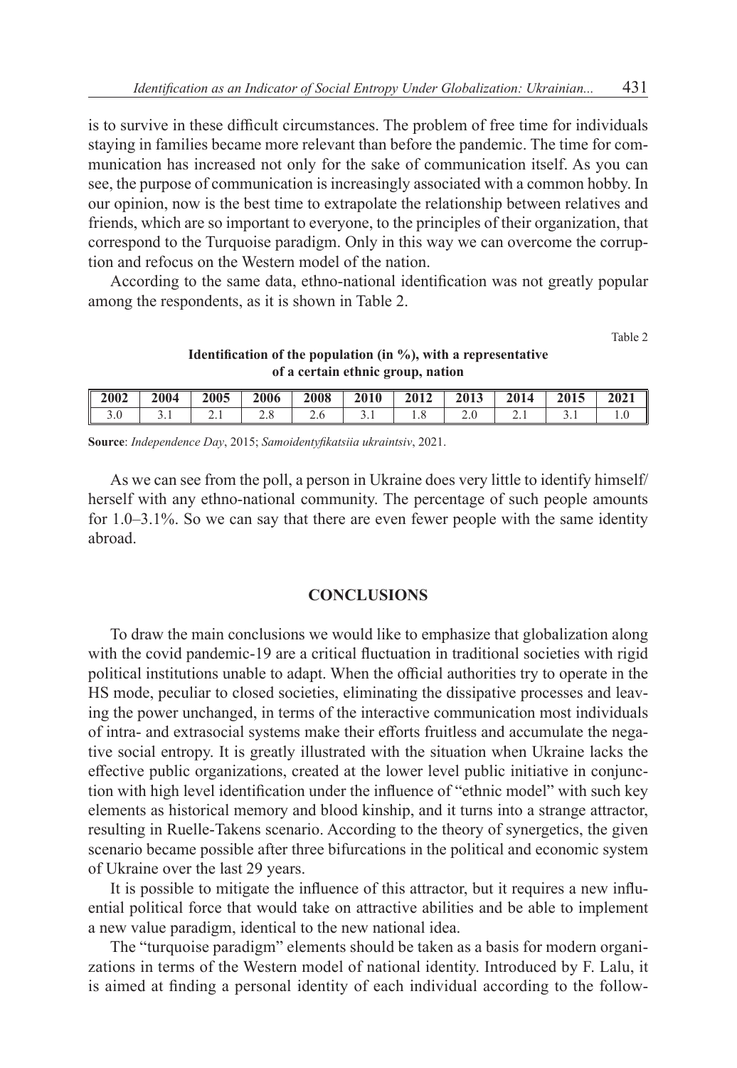is to survive in these difficult circumstances. The problem of free time for individuals staying in families became more relevant than before the pandemic. The time for communication has increased not only for the sake of communication itself. As you can see, the purpose of communication is increasingly associated with a common hobby. In our opinion, now is the best time to extrapolate the relationship between relatives and friends, which are so important to everyone, to the principles of their organization, that correspond to the Turquoise paradigm. Only in this way we can overcome the corruption and refocus on the Western model of the nation.

According to the same data, ethno-national identification was not greatly popular among the respondents, as it is shown in Table 2.

Table 2

**Identification of the population (in %), with a representative of a certain ethnic group, nation**

| 2002 | 2004 | 2005 | 2006 | 2008 | 2010 | 2012 | 2013 | 2014 | 2015 | 2021 |
|---|---|---|---|---|---|---|---|---|---|---|
| 3.0 | 3.1 | 2.1 | 2.8 | 2.6 | 3.1 | 1.8 | 2.0 | 2.1 | 3.1 | 1.0 |

**Source**: *Independence Day*, 2015; *Samoidentyfikatsiia ukraintsiv*, 2021.

As we can see from the poll, a person in Ukraine does very little to identify himself/herself with any ethno-national community. The percentage of such people amounts for 1.0–3.1%. So we can say that there are even fewer people with the same identity abroad.

## CONCLUSIONS

To draw the main conclusions we would like to emphasize that globalization along with the covid pandemic-19 are a critical fluctuation in traditional societies with rigid political institutions unable to adapt. When the official authorities try to operate in the HS mode, peculiar to closed societies, eliminating the dissipative processes and leaving the power unchanged, in terms of the interactive communication most individuals of intra- and extrasocial systems make their efforts fruitless and accumulate the negative social entropy. It is greatly illustrated with the situation when Ukraine lacks the effective public organizations, created at the lower level public initiative in conjunction with high level identification under the influence of "ethnic model" with such key elements as historical memory and blood kinship, and it turns into a strange attractor, resulting in Ruelle-Takens scenario. According to the theory of synergetics, the given scenario became possible after three bifurcations in the political and economic system of Ukraine over the last 29 years.

It is possible to mitigate the influence of this attractor, but it requires a new influential political force that would take on attractive abilities and be able to implement a new value paradigm, identical to the new national idea.

The "turquoise paradigm" elements should be taken as a basis for modern organizations in terms of the Western model of national identity. Introduced by F. Lalu, it is aimed at finding a personal identity of each individual according to the follow-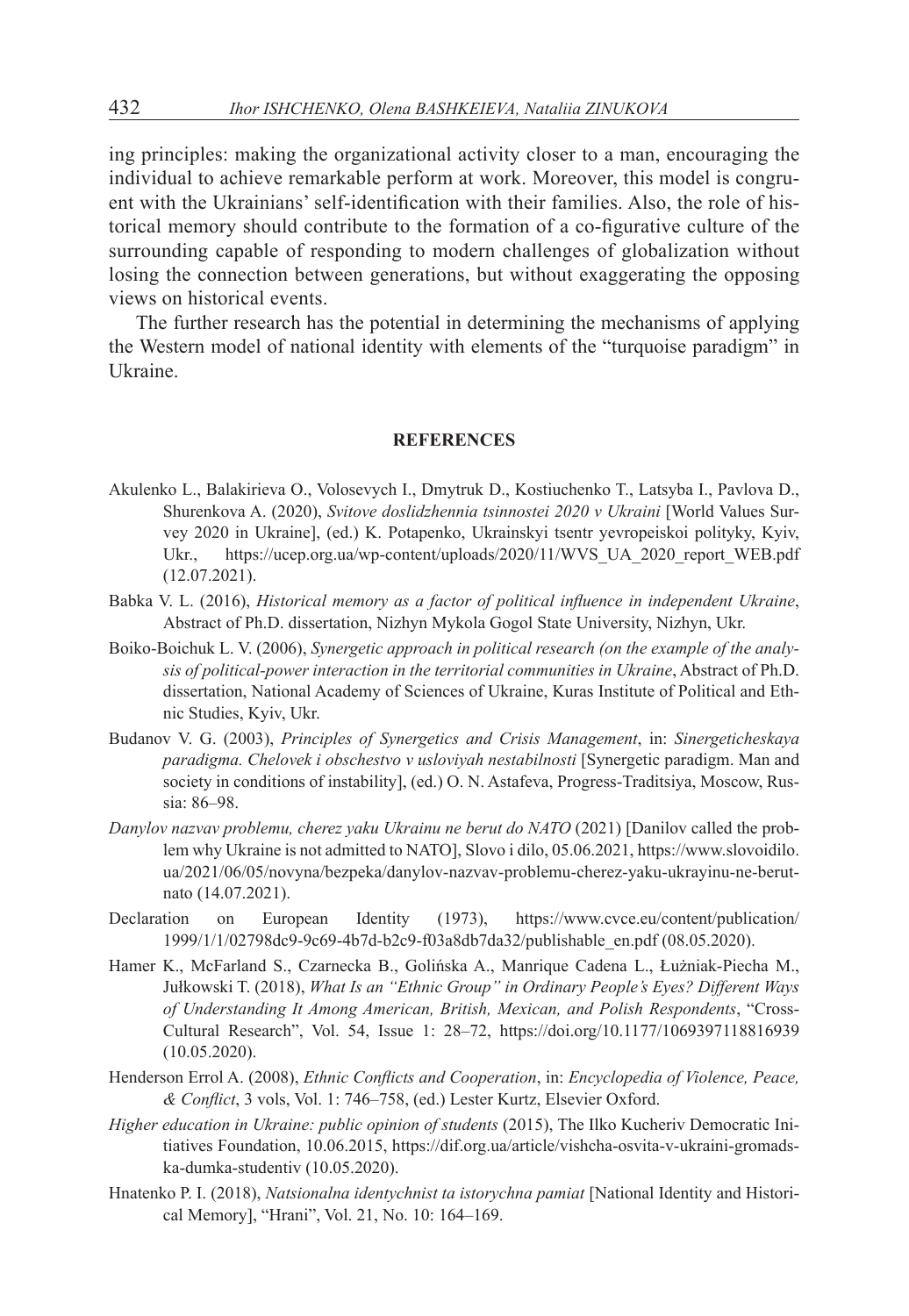ing principles: making the organizational activity closer to a man, encouraging the individual to achieve remarkable perform at work. Moreover, this model is congruent with the Ukrainians' self-identification with their families. Also, the role of historical memory should contribute to the formation of a co-figurative culture of the surrounding capable of responding to modern challenges of globalization without losing the connection between generations, but without exaggerating the opposing views on historical events.

The further research has the potential in determining the mechanisms of applying the Western model of national identity with elements of the "turquoise paradigm" in Ukraine.

## REFERENCES

Akulenko L., Balakirieva O., Volosevych I., Dmytruk D., Kostiuchenko T., Latsyba I., Pavlova D., Shurenkova A. (2020), *Svitove doslidzhennia tsinnostei 2020 v Ukraini* [World Values Survey 2020 in Ukraine], (ed.) K. Potapenko, Ukrainskyi tsentr yevropeiskoi polityky, Kyiv, Ukr., https://ucep.org.ua/wp-content/uploads/2020/11/WVS_UA_2020_report_WEB.pdf (12.07.2021).

Babka V. L. (2016), *Historical memory as a factor of political influence in independent Ukraine*, Abstract of Ph.D. dissertation, Nizhyn Mykola Gogol State University, Nizhyn, Ukr.

Boiko-Boichuk L. V. (2006), *Synergetic approach in political research (on the example of the analysis of political-power interaction in the territorial communities in Ukraine*, Abstract of Ph.D. dissertation, National Academy of Sciences of Ukraine, Kuras Institute of Political and Ethnic Studies, Kyiv, Ukr.

Budanov V. G. (2003), *Principles of Synergetics and Crisis Management*, in: *Sinergeticheskaya paradigma. Chelovek i obschestvo v usloviyah nestabilnosti* [Synergetic paradigm. Man and society in conditions of instability], (ed.) O. N. Astafeva, Progress-Traditsiya, Moscow, Russia: 86–98.

*Danylov nazvav problemu, cherez yaku Ukrainu ne berut do NATO* (2021) [Danilov called the problem why Ukraine is not admitted to NATO], Slovo i dilo, 05.06.2021, https://www.slovoidilo.ua/2021/06/05/novyna/bezpeka/danylov-nazvav-problemu-cherez-yaku-ukrayinu-ne-berut-nato (14.07.2021).

Declaration on European Identity (1973), https://www.cvce.eu/content/publication/1999/1/1/02798dc9-9c69-4b7d-b2c9-f03a8db7da32/publishable_en.pdf (08.05.2020).

Hamer K., McFarland S., Czarnecka B., Golińska A., Manrique Cadena L., Łużniak-Piecha M., Jułkowski T. (2018), *What Is an "Ethnic Group" in Ordinary People's Eyes? Different Ways of Understanding It Among American, British, Mexican, and Polish Respondents*, "Cross-Cultural Research", Vol. 54, Issue 1: 28–72, https://doi.org/10.1177/1069397118816939 (10.05.2020).

Henderson Errol A. (2008), *Ethnic Conflicts and Cooperation*, in: *Encyclopedia of Violence, Peace, & Conflict*, 3 vols, Vol. 1: 746–758, (ed.) Lester Kurtz, Elsevier Oxford.

*Higher education in Ukraine: public opinion of students* (2015), The Ilko Kucheriv Democratic Initiatives Foundation, 10.06.2015, https://dif.org.ua/article/vishcha-osvita-v-ukraini-gromadska-dumka-studentiv (10.05.2020).

Hnatenko P. I. (2018), *Natsionalna identychnist ta istorychna pamiat* [National Identity and Historical Memory], "Hrani", Vol. 21, No. 10: 164–169.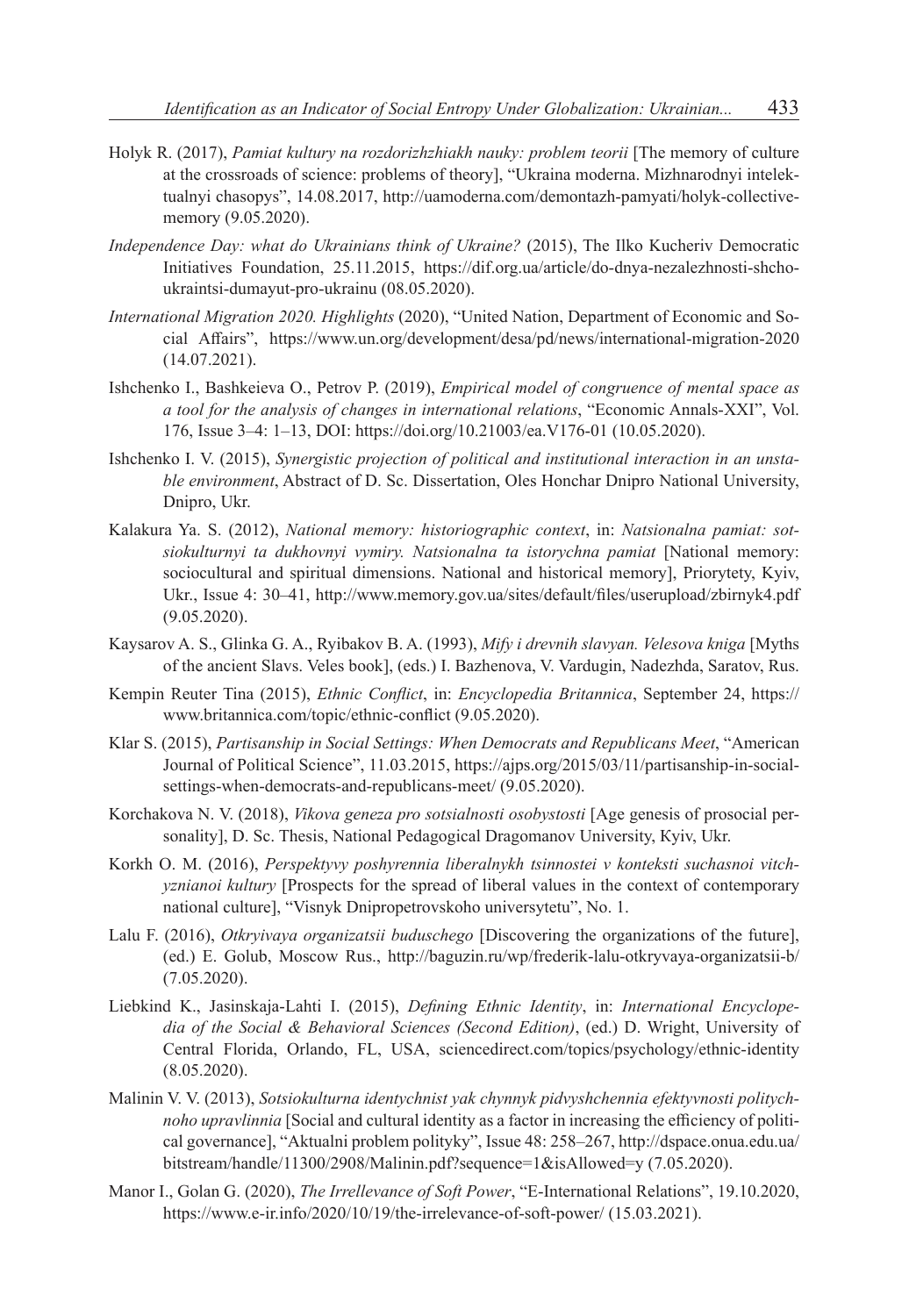Holyk R. (2017), *Pamiat kultury na rozdorizhzhiakh nauky: problem teorii* [The memory of culture at the crossroads of science: problems of theory], "Ukraina moderna. Mizhnarodnyi intelektualnyi chasopys", 14.08.2017, http://uamoderna.com/demontazh-pamyati/holyk-collective-memory (9.05.2020).

*Independence Day: what do Ukrainians think of Ukraine?* (2015), The Ilko Kucheriv Democratic Initiatives Foundation, 25.11.2015, https://dif.org.ua/article/do-dnya-nezalezhnosti-shcho-ukraintsi-dumayut-pro-ukrainu (08.05.2020).

*International Migration 2020. Highlights* (2020), "United Nation, Department of Economic and Social Affairs", https://www.un.org/development/desa/pd/news/international-migration-2020 (14.07.2021).

Ishchenko I., Bashkeieva O., Petrov P. (2019), *Empirical model of congruence of mental space as a tool for the analysis of changes in international relations*, "Economic Annals-XXI", Vol. 176, Issue 3–4: 1–13, DOI: https://doi.org/10.21003/ea.V176-01 (10.05.2020).

Ishchenko I. V. (2015), *Synergistic projection of political and institutional interaction in an unstable environment*, Abstract of D. Sc. Dissertation, Oles Honchar Dnipro National University, Dnipro, Ukr.

Kalakura Ya. S. (2012), *National memory: historiographic context*, in: *Natsionalna pamiat: sotsiokulturnyi ta dukhovnyi vymiry. Natsionalna ta istorychna pamiat* [National memory: sociocultural and spiritual dimensions. National and historical memory], Priorytety, Kyiv, Ukr., Issue 4: 30–41, http://www.memory.gov.ua/sites/default/files/userupload/zbirnyk4.pdf (9.05.2020).

Kaysarov A. S., Glinka G. A., Ryibakov B. A. (1993), *Mify i drevnih slavyan. Velesova kniga* [Myths of the ancient Slavs. Veles book], (eds.) I. Bazhenova, V. Vardugin, Nadezhda, Saratov, Rus.

Kempin Reuter Tina (2015), *Ethnic Conflict*, in: *Encyclopedia Britannica*, September 24, https://www.britannica.com/topic/ethnic-conflict (9.05.2020).

Klar S. (2015), *Partisanship in Social Settings: When Democrats and Republicans Meet*, "American Journal of Political Science", 11.03.2015, https://ajps.org/2015/03/11/partisanship-in-social-settings-when-democrats-and-republicans-meet/ (9.05.2020).

Korchakova N. V. (2018), *Vikova geneza pro sotsialnosti osobystosti* [Age genesis of prosocial personality], D. Sc. Thesis, National Pedagogical Dragomanov University, Kyiv, Ukr.

Korkh O. M. (2016), *Perspektyvy poshyrennia liberalnykh tsinnostei v konteksti suchasnoi vitchyznianoi kultury* [Prospects for the spread of liberal values in the context of contemporary national culture], "Visnyk Dnipropetrovskoho universytetu", No. 1.

Lalu F. (2016), *Otkryivaya organizatsii buduschego* [Discovering the organizations of the future], (ed.) E. Golub, Moscow Rus., http://baguzin.ru/wp/frederik-lalu-otkryvaya-organizatsii-b/ (7.05.2020).

Liebkind K., Jasinskaja-Lahti I. (2015), *Defining Ethnic Identity*, in: *International Encyclopedia of the Social & Behavioral Sciences (Second Edition)*, (ed.) D. Wright, University of Central Florida, Orlando, FL, USA, sciencedirect.com/topics/psychology/ethnic-identity (8.05.2020).

Malinin V. V. (2013), *Sotsiokulturna identychnist yak chynnyk pidvyshchennia efektyvnosti politychnoho upravlinnia* [Social and cultural identity as a factor in increasing the efficiency of political governance], "Aktualni problem polityky", Issue 48: 258–267, http://dspace.onua.edu.ua/bitstream/handle/11300/2908/Malinin.pdf?sequence=1&isAllowed=y (7.05.2020).

Manor I., Golan G. (2020), *The Irrellevance of Soft Power*, "E-International Relations", 19.10.2020, https://www.e-ir.info/2020/10/19/the-irrelevance-of-soft-power/ (15.03.2021).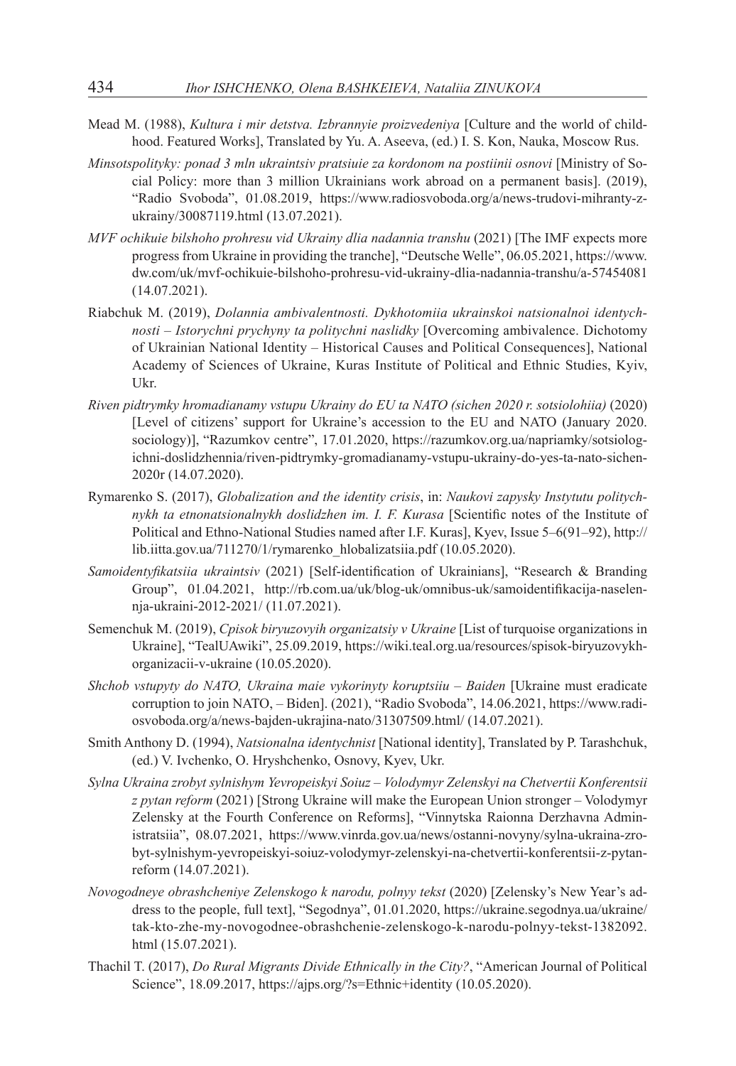Mead M. (1988), *Kultura i mir detstva. Izbrannyie proizvedeniya* [Culture and the world of childhood. Featured Works], Translated by Yu. A. Aseeva, (ed.) I. S. Kon, Nauka, Moscow Rus.

*Minsotspolityky: ponad 3 mln ukraintsiv pratsiuie za kordonom na postiinii osnovi* [Ministry of Social Policy: more than 3 million Ukrainians work abroad on a permanent basis]. (2019), "Radio Svoboda", 01.08.2019, https://www.radiosvoboda.org/a/news-trudovi-mihranty-z-ukrainy/30087119.html (13.07.2021).

*MVF ochikuie bilshoho prohresu vid Ukrainy dlia nadannia transhu* (2021) [The IMF expects more progress from Ukraine in providing the tranche], "Deutsche Welle", 06.05.2021, https://www.dw.com/uk/mvf-ochikuie-bilshoho-prohresu-vid-ukrainy-dlia-nadannia-transhu/a-57454081 (14.07.2021).

Riabchuk M. (2019), *Dolannia ambivalentnosti. Dykhotomiia ukrainskoi natsionalnoi identychnosti – Istorychni prychyny ta politychni naslidky* [Overcoming ambivalence. Dichotomy of Ukrainian National Identity – Historical Causes and Political Consequences], National Academy of Sciences of Ukraine, Kuras Institute of Political and Ethnic Studies, Kyiv, Ukr.

*Riven pidtrymky hromadianamy vstupu Ukrainy do EU ta NATO (sichen 2020 r. sotsiolohiia)* (2020) [Level of citizens' support for Ukraine's accession to the EU and NATO (January 2020. sociology)], "Razumkov centre", 17.01.2020, https://razumkov.org.ua/napriamky/sotsiologichni-doslidzhennia/riven-pidtrymky-gromadianamy-vstupu-ukrainy-do-yes-ta-nato-sichen-2020r (14.07.2020).

Rymarenko S. (2017), *Globalization and the identity crisis*, in: *Naukovi zapysky Instytutu politychnykh ta etnonatsionalnykh doslidzhen im. I. F. Kurasa* [Scientific notes of the Institute of Political and Ethno-National Studies named after I.F. Kuras], Kyev, Issue 5–6(91–92), http://lib.iitta.gov.ua/711270/1/rymarenko_hlobalizatsiia.pdf (10.05.2020).

*Samoidentyfikatsiia ukraintsiv* (2021) [Self-identification of Ukrainians], "Research & Branding Group", 01.04.2021, http://rb.com.ua/uk/blog-uk/omnibus-uk/samoidentifikacija-naselennja-ukraini-2012-2021/ (11.07.2021).

Semenchuk M. (2019), *Cpisok biryuzovyih organizatsiy v Ukraine* [List of turquoise organizations in Ukraine], "TealUAwiki", 25.09.2019, https://wiki.teal.org.ua/resources/spisok-biryuzovykh-organizacii-v-ukraine (10.05.2020).

*Shchob vstupyty do NATO, Ukraina maie vykorinyty koruptsiiu – Baiden* [Ukraine must eradicate corruption to join NATO, – Biden]. (2021), "Radio Svoboda", 14.06.2021, https://www.radiosvoboda.org/a/news-bajden-ukrajina-nato/31307509.html/ (14.07.2021).

Smith Anthony D. (1994), *Natsionalna identychnist* [National identity], Translated by P. Tarashchuk, (ed.) V. Ivchenko, O. Hryshchenko, Osnovy, Kyev, Ukr.

*Sylna Ukraina zrobyt sylnishym Yevropeiskyi Soiuz – Volodymyr Zelenskyi na Chetvertii Konferentsii z pytan reform* (2021) [Strong Ukraine will make the European Union stronger – Volodymyr Zelensky at the Fourth Conference on Reforms], "Vinnytska Raionna Derzhavna Administratsiia", 08.07.2021, https://www.vinrda.gov.ua/news/ostanni-novyny/sylna-ukraina-zrobyt-sylnishym-yevropeiskyi-soiuz-volodymyr-zelenskyi-na-chetvertii-konferentsii-z-pytan-reform (14.07.2021).

*Novogodneye obrashcheniye Zelenskogo k narodu, polnyy tekst* (2020) [Zelensky's New Year's address to the people, full text], "Segodnya", 01.01.2020, https://ukraine.segodnya.ua/ukraine/tak-kto-zhe-my-novogodnee-obrashchenie-zelenskogo-k-narodu-polnyy-tekst-1382092.html (15.07.2021).

Thachil T. (2017), *Do Rural Migrants Divide Ethnically in the City?*, "American Journal of Political Science", 18.09.2017, https://ajps.org/?s=Ethnic+identity (10.05.2020).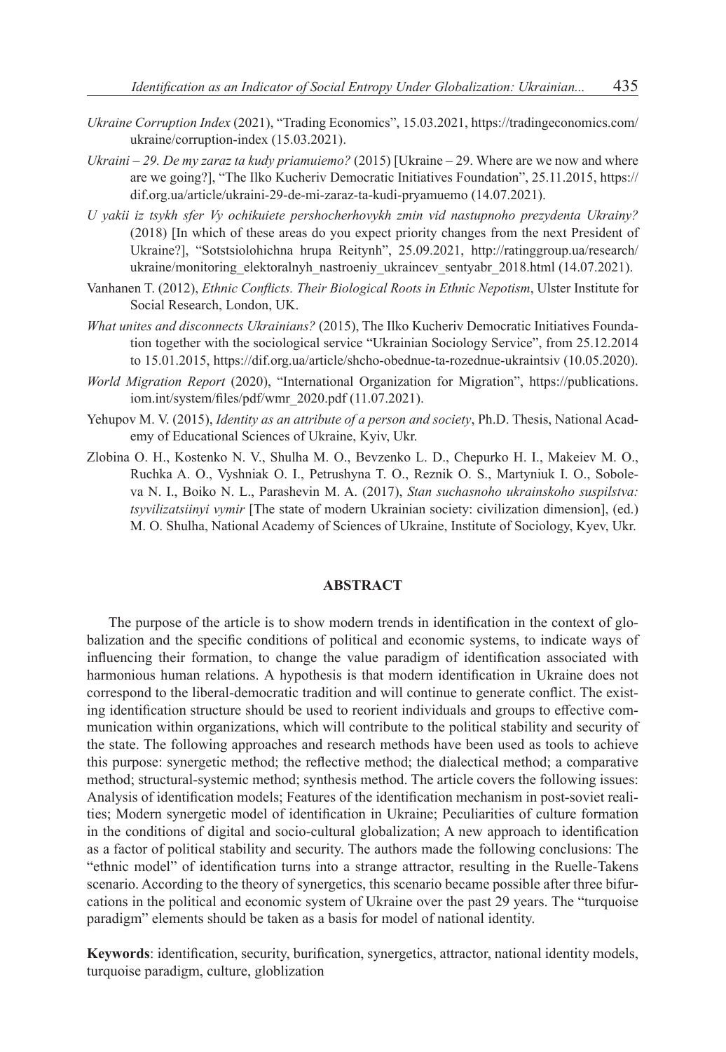*Ukraine Corruption Index* (2021), "Trading Economics", 15.03.2021, https://tradingeconomics.com/ukraine/corruption-index (15.03.2021).

*Ukraini – 29. De my zaraz ta kudy priamuiemo?* (2015) [Ukraine – 29. Where are we now and where are we going?], "The Ilko Kucheriv Democratic Initiatives Foundation", 25.11.2015, https://dif.org.ua/article/ukraini-29-de-mi-zaraz-ta-kudi-pryamuemo (14.07.2021).

*U yakii iz tsykh sfer Vy ochikuiete pershocherhovykh zmin vid nastupnoho prezydenta Ukrainy?* (2018) [In which of these areas do you expect priority changes from the next President of Ukraine?], "Sotstsiolohichna hrupa Reitynh", 25.09.2021, http://ratinggroup.ua/research/ukraine/monitoring_elektoralnyh_nastroeniy_ukraincev_sentyabr_2018.html (14.07.2021).

Vanhanen T. (2012), *Ethnic Conflicts. Their Biological Roots in Ethnic Nepotism*, Ulster Institute for Social Research, London, UK.

*What unites and disconnects Ukrainians?* (2015), The Ilko Kucheriv Democratic Initiatives Foundation together with the sociological service "Ukrainian Sociology Service", from 25.12.2014 to 15.01.2015, https://dif.org.ua/article/shcho-obednue-ta-rozednue-ukraintsiv (10.05.2020).

*World Migration Report* (2020), "International Organization for Migration", https://publications.iom.int/system/files/pdf/wmr_2020.pdf (11.07.2021).

Yehupov M. V. (2015), *Identity as an attribute of a person and society*, Ph.D. Thesis, National Academy of Educational Sciences of Ukraine, Kyiv, Ukr.

Zlobina O. H., Kostenko N. V., Shulha M. O., Bevzenko L. D., Chepurko H. I., Makeiev M. O., Ruchka A. O., Vyshniak O. I., Petrushyna T. O., Reznik O. S., Martyniuk I. O., Soboleva N. I., Boiko N. L., Parashevin M. A. (2017), *Stan suchasnoho ukrainskoho suspilstva: tsyvilizatsiinyi vymir* [The state of modern Ukrainian society: civilization dimension], (ed.) M. O. Shulha, National Academy of Sciences of Ukraine, Institute of Sociology, Kyev, Ukr.

## ABSTRACT

The purpose of the article is to show modern trends in identification in the context of globalization and the specific conditions of political and economic systems, to indicate ways of influencing their formation, to change the value paradigm of identification associated with harmonious human relations. A hypothesis is that modern identification in Ukraine does not correspond to the liberal-democratic tradition and will continue to generate conflict. The existing identification structure should be used to reorient individuals and groups to effective communication within organizations, which will contribute to the political stability and security of the state. The following approaches and research methods have been used as tools to achieve this purpose: synergetic method; the reflective method; the dialectical method; a comparative method; structural-systemic method; synthesis method. The article covers the following issues: Analysis of identification models; Features of the identification mechanism in post-soviet realities; Modern synergetic model of identification in Ukraine; Peculiarities of culture formation in the conditions of digital and socio-cultural globalization; A new approach to identification as a factor of political stability and security. The authors made the following conclusions: The "ethnic model" of identification turns into a strange attractor, resulting in the Ruelle-Takens scenario. According to the theory of synergetics, this scenario became possible after three bifurcations in the political and economic system of Ukraine over the past 29 years. The "turquoise paradigm" elements should be taken as a basis for model of national identity.

**Keywords**: identification, security, burification, synergetics, attractor, national identity models, turquoise paradigm, culture, globlization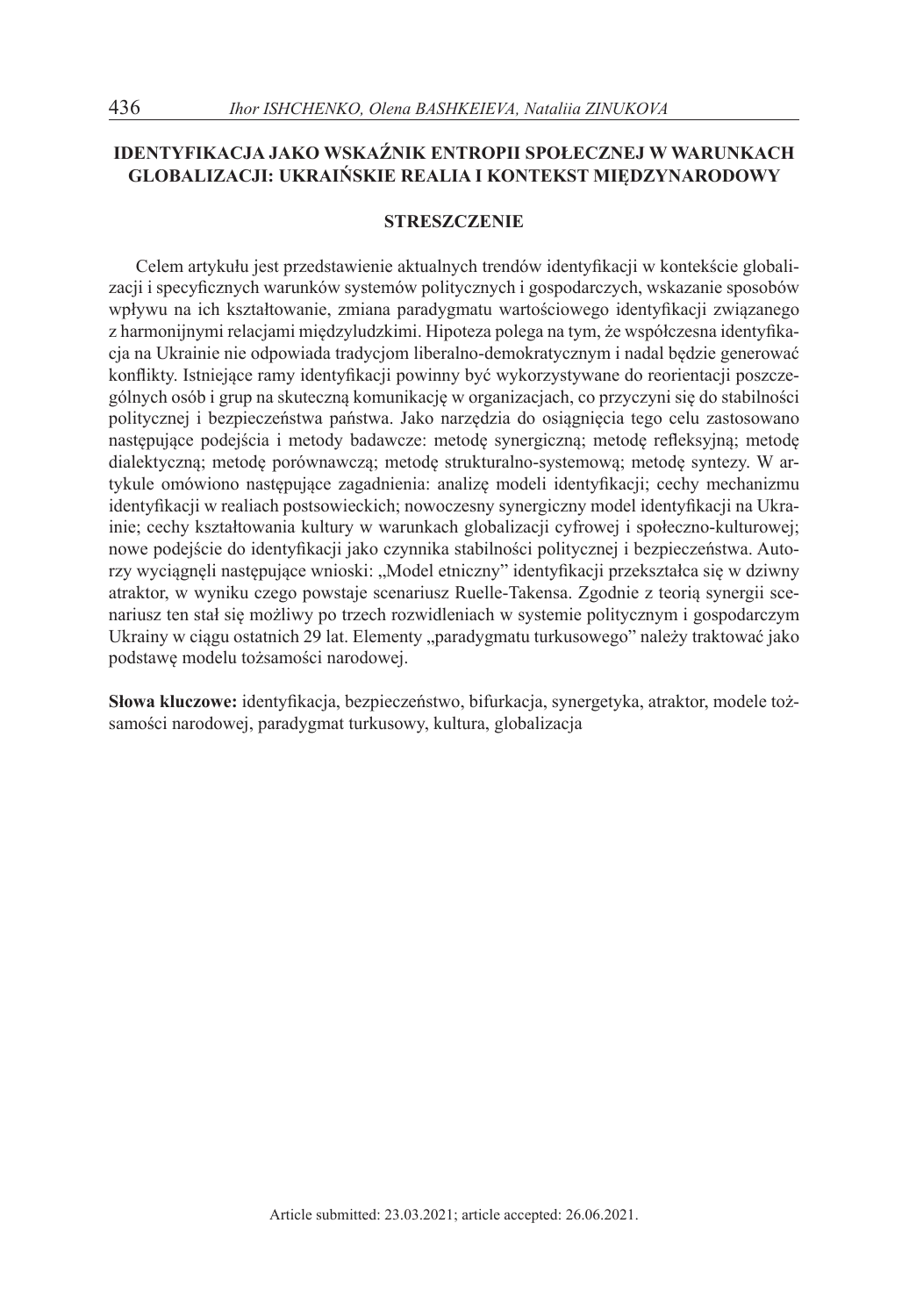## IDENTYFIKACJA JAKO WSKAŹNIK ENTROPII SPOŁECZNEJ W WARUNKACH GLOBALIZACJI: UKRAIŃSKIE REALIA I KONTEKST MIĘDZYNARODOWY

### STRESZCZENIE

Celem artykułu jest przedstawienie aktualnych trendów identyfikacji w kontekście globalizacji i specyficznych warunków systemów politycznych i gospodarczych, wskazanie sposobów wpływu na ich kształtowanie, zmiana paradygmatu wartościowego identyfikacji związanego z harmonijnymi relacjami międzyludzkimi. Hipoteza polega na tym, że współczesna identyfikacja na Ukrainie nie odpowiada tradycjom liberalno-demokratycznym i nadal będzie generować konflikty. Istniejące ramy identyfikacji powinny być wykorzystywane do reorientacji poszczególnych osób i grup na skuteczną komunikację w organizacjach, co przyczyni się do stabilności politycznej i bezpieczeństwa państwa. Jako narzędzia do osiągnięcia tego celu zastosowano następujące podejścia i metody badawcze: metodę synergiczną; metodę refleksyjną; metodę dialektyczną; metodę porównawczą; metodę strukturalno-systemową; metodę syntezy. W artykule omówiono następujące zagadnienia: analizę modeli identyfikacji; cechy mechanizmu identyfikacji w realiach postsowieckich; nowoczesny synergiczny model identyfikacji na Ukrainie; cechy kształtowania kultury w warunkach globalizacji cyfrowej i społeczno-kulturowej; nowe podejście do identyfikacji jako czynnika stabilności politycznej i bezpieczeństwa. Autorzy wyciągnęli następujące wnioski: „Model etniczny" identyfikacji przekształca się w dziwny atraktor, w wyniku czego powstaje scenariusz Ruelle-Takensa. Zgodnie z teorią synergii scenariusz ten stał się możliwy po trzech rozwidleniach w systemie politycznym i gospodarczym Ukrainy w ciągu ostatnich 29 lat. Elementy „paradygmatu turkusowego" należy traktować jako podstawę modelu tożsamości narodowej.

**Słowa kluczowe:** identyfikacja, bezpieczeństwo, bifurkacja, synergetyka, atraktor, modele tożsamości narodowej, paradygmat turkusowy, kultura, globalizacja

Article submitted: 23.03.2021; article accepted: 26.06.2021.